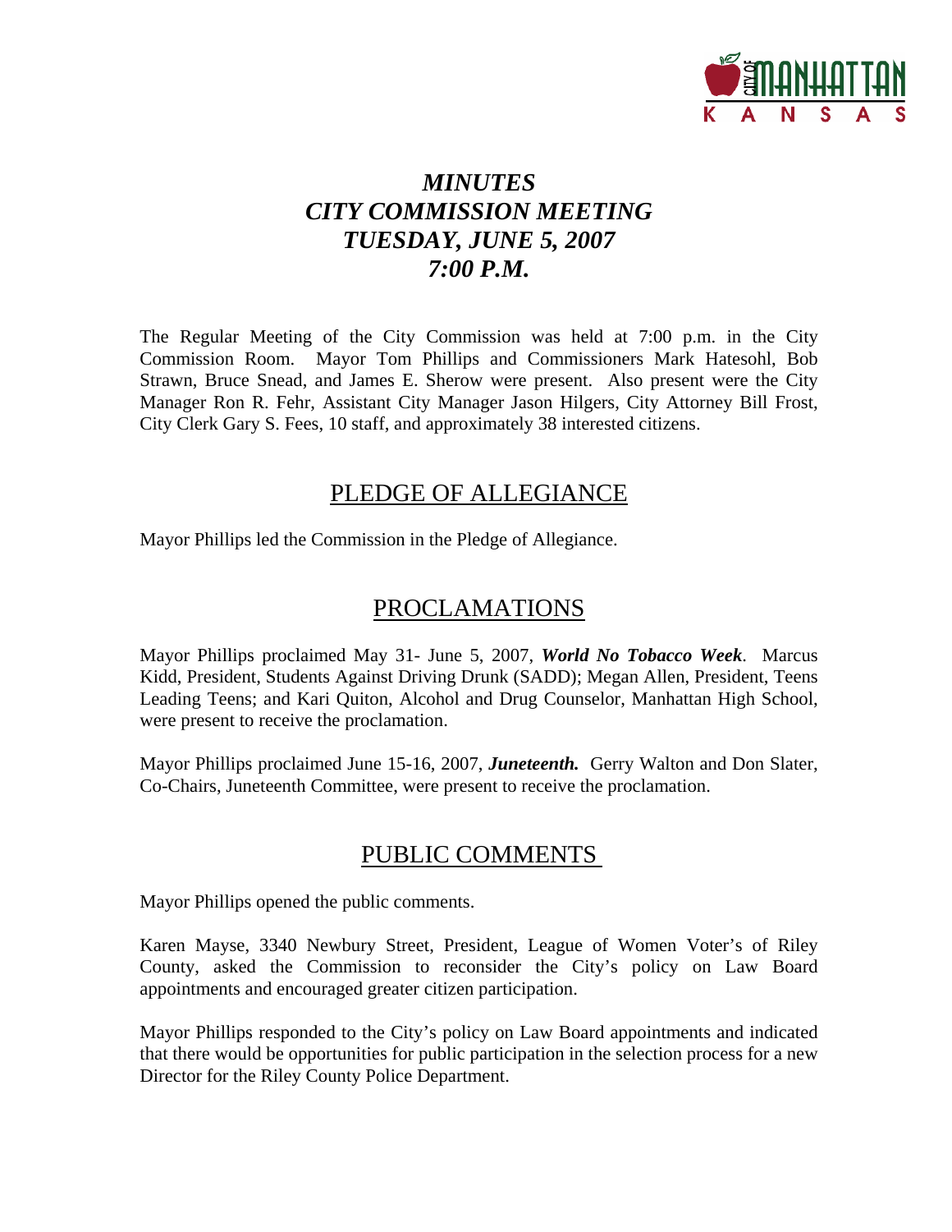# *MINUTES*
# *CITY COMMISSION MEETING*
# *TUESDAY, JUNE 5, 2007*
# *7:00 P.M.*

The Regular Meeting of the City Commission was held at 7:00 p.m. in the City Commission Room. Mayor Tom Phillips and Commissioners Mark Hatesohl, Bob Strawn, Bruce Snead, and James E. Sherow were present. Also present were the City Manager Ron R. Fehr, Assistant City Manager Jason Hilgers, City Attorney Bill Frost, City Clerk Gary S. Fees, 10 staff, and approximately 38 interested citizens.

## PLEDGE OF ALLEGIANCE

Mayor Phillips led the Commission in the Pledge of Allegiance.

## PROCLAMATIONS

Mayor Phillips proclaimed May 31- June 5, 2007, ***World No Tobacco Week***. Marcus Kidd, President, Students Against Driving Drunk (SADD); Megan Allen, President, Teens Leading Teens; and Kari Quiton, Alcohol and Drug Counselor, Manhattan High School, were present to receive the proclamation.

Mayor Phillips proclaimed June 15-16, 2007, ***Juneteenth.*** Gerry Walton and Don Slater, Co-Chairs, Juneteenth Committee, were present to receive the proclamation.

## PUBLIC COMMENTS

Mayor Phillips opened the public comments.

Karen Mayse, 3340 Newbury Street, President, League of Women Voter's of Riley County, asked the Commission to reconsider the City's policy on Law Board appointments and encouraged greater citizen participation.

Mayor Phillips responded to the City's policy on Law Board appointments and indicated that there would be opportunities for public participation in the selection process for a new Director for the Riley County Police Department.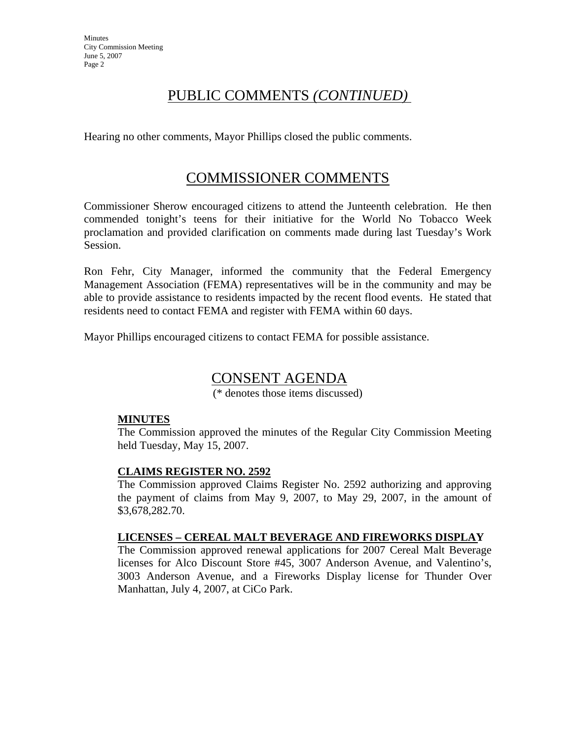## PUBLIC COMMENTS *(CONTINUED)*

Hearing no other comments, Mayor Phillips closed the public comments.

## COMMISSIONER COMMENTS

Commissioner Sherow encouraged citizens to attend the Junteenth celebration. He then commended tonight's teens for their initiative for the World No Tobacco Week proclamation and provided clarification on comments made during last Tuesday's Work Session.

Ron Fehr, City Manager, informed the community that the Federal Emergency Management Association (FEMA) representatives will be in the community and may be able to provide assistance to residents impacted by the recent flood events. He stated that residents need to contact FEMA and register with FEMA within 60 days.

Mayor Phillips encouraged citizens to contact FEMA for possible assistance.

## CONSENT AGENDA

(* denotes those items discussed)

**MINUTES**

The Commission approved the minutes of the Regular City Commission Meeting held Tuesday, May 15, 2007.

**CLAIMS REGISTER NO. 2592**

The Commission approved Claims Register No. 2592 authorizing and approving the payment of claims from May 9, 2007, to May 29, 2007, in the amount of $3,678,282.70.

**LICENSES – CEREAL MALT BEVERAGE AND FIREWORKS DISPLAY**

The Commission approved renewal applications for 2007 Cereal Malt Beverage licenses for Alco Discount Store #45, 3007 Anderson Avenue, and Valentino's, 3003 Anderson Avenue, and a Fireworks Display license for Thunder Over Manhattan, July 4, 2007, at CiCo Park.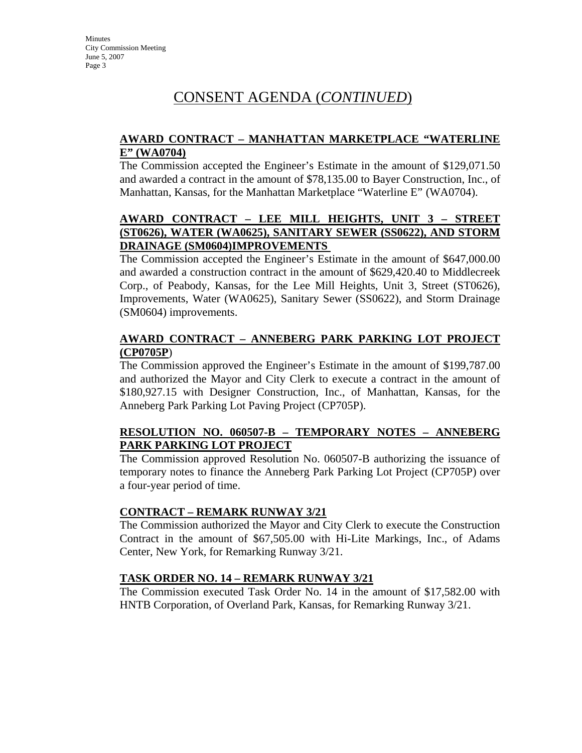# CONSENT AGENDA (*CONTINUED*)

**AWARD CONTRACT – MANHATTAN MARKETPLACE "WATERLINE E" (WA0704)**

The Commission accepted the Engineer's Estimate in the amount of $129,071.50 and awarded a contract in the amount of $78,135.00 to Bayer Construction, Inc., of Manhattan, Kansas, for the Manhattan Marketplace "Waterline E" (WA0704).

**AWARD CONTRACT – LEE MILL HEIGHTS, UNIT 3 – STREET (ST0626), WATER (WA0625), SANITARY SEWER (SS0622), AND STORM DRAINAGE (SM0604)IMPROVEMENTS**

The Commission accepted the Engineer's Estimate in the amount of $647,000.00 and awarded a construction contract in the amount of $629,420.40 to Middlecreek Corp., of Peabody, Kansas, for the Lee Mill Heights, Unit 3, Street (ST0626), Improvements, Water (WA0625), Sanitary Sewer (SS0622), and Storm Drainage (SM0604) improvements.

**AWARD CONTRACT – ANNEBERG PARK PARKING LOT PROJECT (CP0705P)**

The Commission approved the Engineer's Estimate in the amount of $199,787.00 and authorized the Mayor and City Clerk to execute a contract in the amount of $180,927.15 with Designer Construction, Inc., of Manhattan, Kansas, for the Anneberg Park Parking Lot Paving Project (CP705P).

**RESOLUTION NO. 060507-B – TEMPORARY NOTES – ANNEBERG PARK PARKING LOT PROJECT**

The Commission approved Resolution No. 060507-B authorizing the issuance of temporary notes to finance the Anneberg Park Parking Lot Project (CP705P) over a four-year period of time.

**CONTRACT – REMARK RUNWAY 3/21**

The Commission authorized the Mayor and City Clerk to execute the Construction Contract in the amount of $67,505.00 with Hi-Lite Markings, Inc., of Adams Center, New York, for Remarking Runway 3/21.

**TASK ORDER NO. 14 – REMARK RUNWAY 3/21**

The Commission executed Task Order No. 14 in the amount of $17,582.00 with HNTB Corporation, of Overland Park, Kansas, for Remarking Runway 3/21.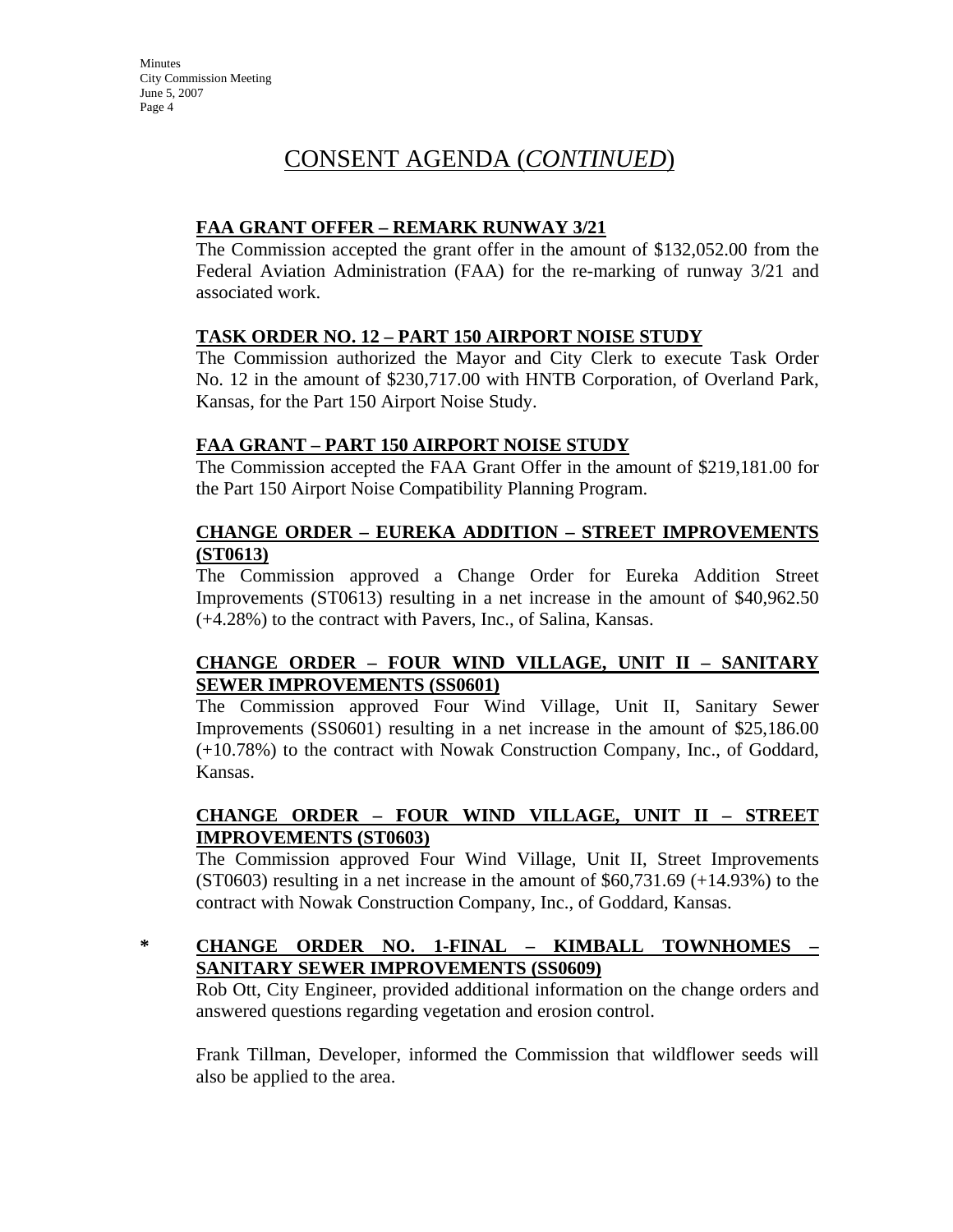# CONSENT AGENDA (*CONTINUED*)

**FAA GRANT OFFER – REMARK RUNWAY 3/21**

The Commission accepted the grant offer in the amount of $132,052.00 from the Federal Aviation Administration (FAA) for the re-marking of runway 3/21 and associated work.

**TASK ORDER NO. 12 – PART 150 AIRPORT NOISE STUDY**

The Commission authorized the Mayor and City Clerk to execute Task Order No. 12 in the amount of $230,717.00 with HNTB Corporation, of Overland Park, Kansas, for the Part 150 Airport Noise Study.

**FAA GRANT – PART 150 AIRPORT NOISE STUDY**

The Commission accepted the FAA Grant Offer in the amount of $219,181.00 for the Part 150 Airport Noise Compatibility Planning Program.

**CHANGE ORDER – EUREKA ADDITION – STREET IMPROVEMENTS (ST0613)**

The Commission approved a Change Order for Eureka Addition Street Improvements (ST0613) resulting in a net increase in the amount of $40,962.50 (+4.28%) to the contract with Pavers, Inc., of Salina, Kansas.

**CHANGE ORDER – FOUR WIND VILLAGE, UNIT II – SANITARY SEWER IMPROVEMENTS (SS0601)**

The Commission approved Four Wind Village, Unit II, Sanitary Sewer Improvements (SS0601) resulting in a net increase in the amount of $25,186.00 (+10.78%) to the contract with Nowak Construction Company, Inc., of Goddard, Kansas.

**CHANGE ORDER – FOUR WIND VILLAGE, UNIT II – STREET IMPROVEMENTS (ST0603)**

The Commission approved Four Wind Village, Unit II, Street Improvements (ST0603) resulting in a net increase in the amount of $60,731.69 (+14.93%) to the contract with Nowak Construction Company, Inc., of Goddard, Kansas.

\* **CHANGE ORDER NO. 1-FINAL – KIMBALL TOWNHOMES – SANITARY SEWER IMPROVEMENTS (SS0609)**

Rob Ott, City Engineer, provided additional information on the change orders and answered questions regarding vegetation and erosion control.

Frank Tillman, Developer, informed the Commission that wildflower seeds will also be applied to the area.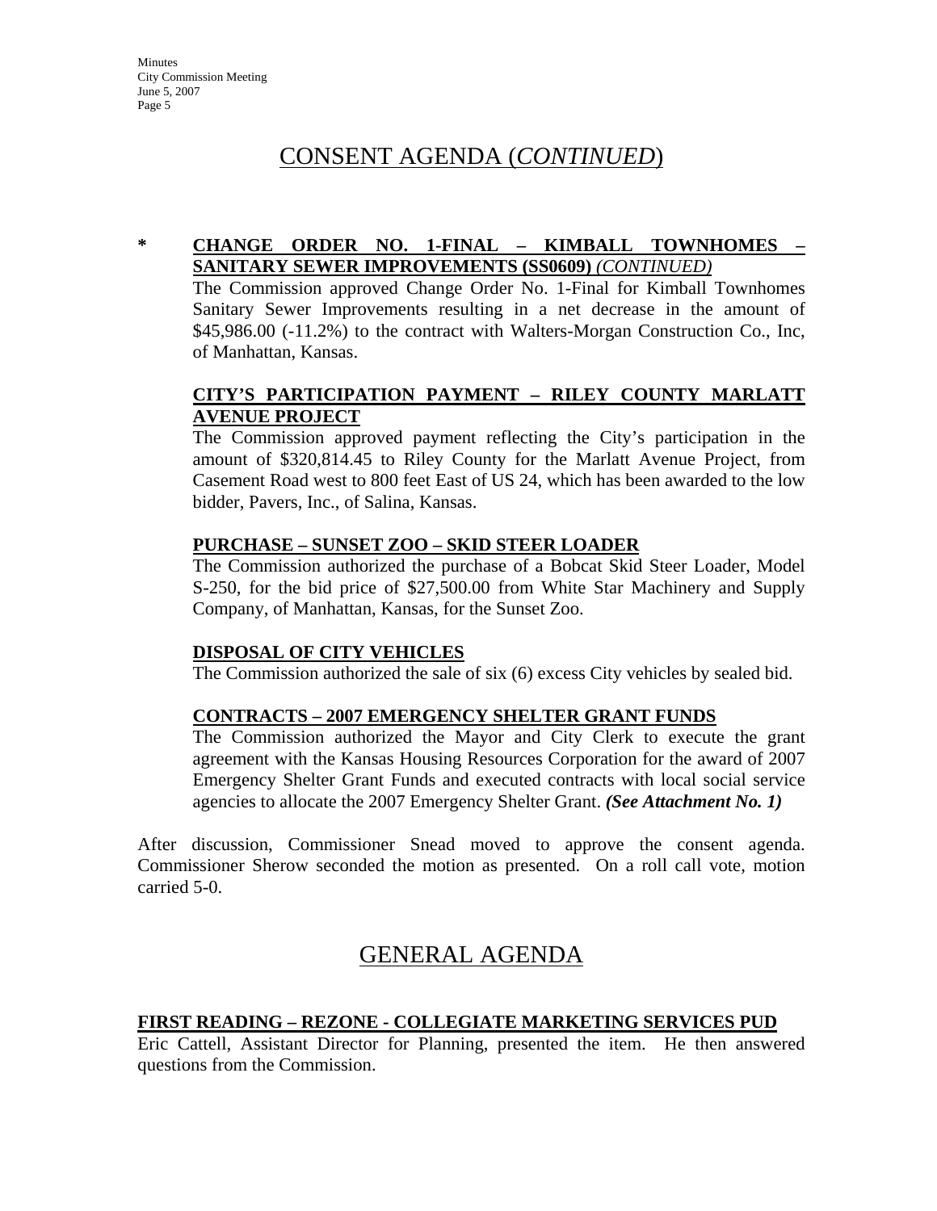## CONSENT AGENDA (*CONTINUED*)

**\* CHANGE ORDER NO. 1-FINAL – KIMBALL TOWNHOMES – SANITARY SEWER IMPROVEMENTS (SS0609)** ***(CONTINUED)***

The Commission approved Change Order No. 1-Final for Kimball Townhomes Sanitary Sewer Improvements resulting in a net decrease in the amount of $45,986.00 (-11.2%) to the contract with Walters-Morgan Construction Co., Inc, of Manhattan, Kansas.

**CITY'S PARTICIPATION PAYMENT – RILEY COUNTY MARLATT AVENUE PROJECT**

The Commission approved payment reflecting the City's participation in the amount of $320,814.45 to Riley County for the Marlatt Avenue Project, from Casement Road west to 800 feet East of US 24, which has been awarded to the low bidder, Pavers, Inc., of Salina, Kansas.

**PURCHASE – SUNSET ZOO – SKID STEER LOADER**

The Commission authorized the purchase of a Bobcat Skid Steer Loader, Model S-250, for the bid price of $27,500.00 from White Star Machinery and Supply Company, of Manhattan, Kansas, for the Sunset Zoo.

**DISPOSAL OF CITY VEHICLES**

The Commission authorized the sale of six (6) excess City vehicles by sealed bid.

**CONTRACTS – 2007 EMERGENCY SHELTER GRANT FUNDS**

The Commission authorized the Mayor and City Clerk to execute the grant agreement with the Kansas Housing Resources Corporation for the award of 2007 Emergency Shelter Grant Funds and executed contracts with local social service agencies to allocate the 2007 Emergency Shelter Grant. ***(See Attachment No. 1)***

After discussion, Commissioner Snead moved to approve the consent agenda. Commissioner Sherow seconded the motion as presented. On a roll call vote, motion carried 5-0.

## GENERAL AGENDA

**FIRST READING – REZONE - COLLEGIATE MARKETING SERVICES PUD**

Eric Cattell, Assistant Director for Planning, presented the item. He then answered questions from the Commission.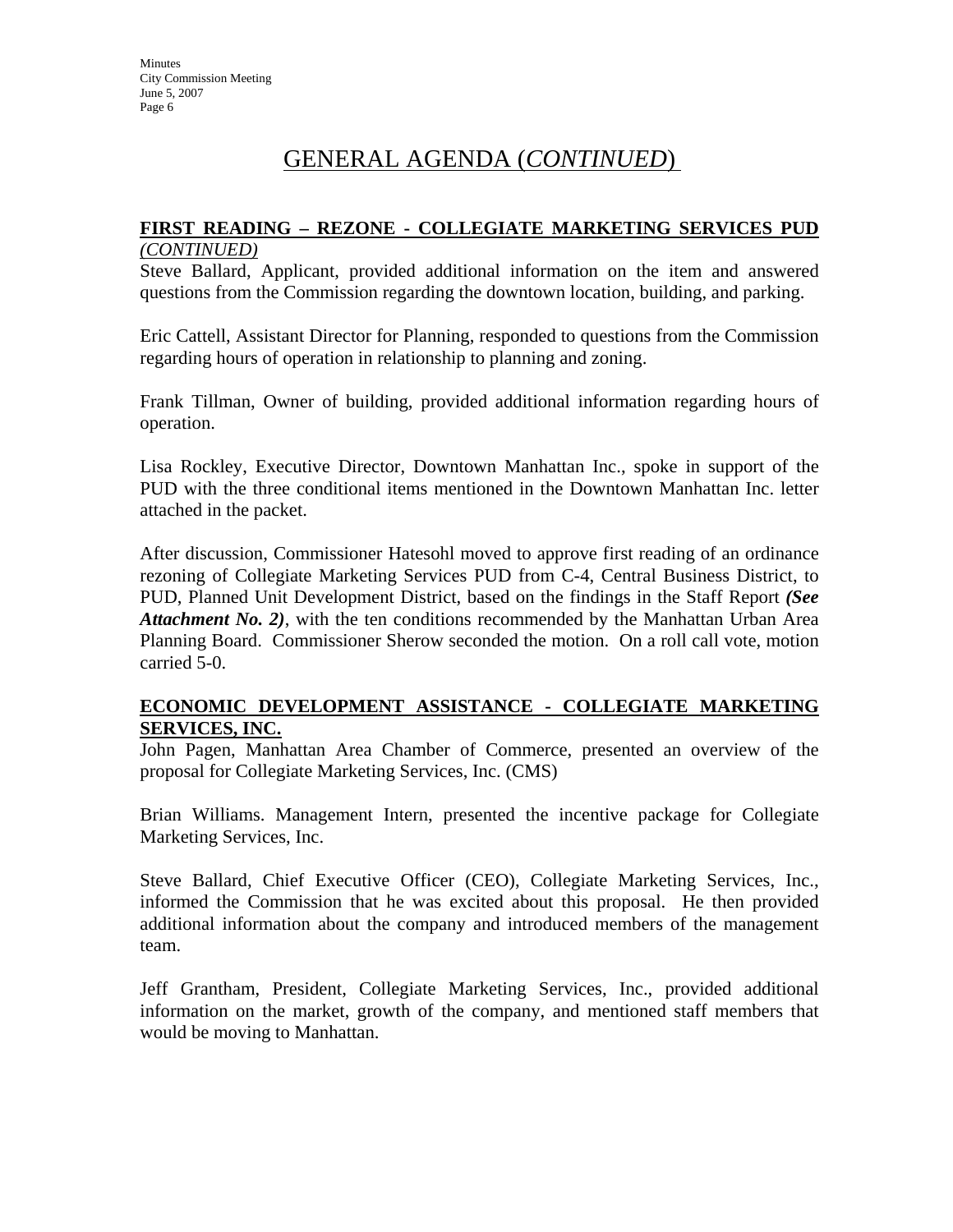# GENERAL AGENDA (*CONTINUED*)

**FIRST READING – REZONE - COLLEGIATE MARKETING SERVICES PUD** *(CONTINUED)*

Steve Ballard, Applicant, provided additional information on the item and answered questions from the Commission regarding the downtown location, building, and parking.

Eric Cattell, Assistant Director for Planning, responded to questions from the Commission regarding hours of operation in relationship to planning and zoning.

Frank Tillman, Owner of building, provided additional information regarding hours of operation.

Lisa Rockley, Executive Director, Downtown Manhattan Inc., spoke in support of the PUD with the three conditional items mentioned in the Downtown Manhattan Inc. letter attached in the packet.

After discussion, Commissioner Hatesohl moved to approve first reading of an ordinance rezoning of Collegiate Marketing Services PUD from C-4, Central Business District, to PUD, Planned Unit Development District, based on the findings in the Staff Report ***(See Attachment No. 2)***, with the ten conditions recommended by the Manhattan Urban Area Planning Board. Commissioner Sherow seconded the motion. On a roll call vote, motion carried 5-0.

**ECONOMIC DEVELOPMENT ASSISTANCE - COLLEGIATE MARKETING SERVICES, INC.**

John Pagen, Manhattan Area Chamber of Commerce, presented an overview of the proposal for Collegiate Marketing Services, Inc. (CMS)

Brian Williams. Management Intern, presented the incentive package for Collegiate Marketing Services, Inc.

Steve Ballard, Chief Executive Officer (CEO), Collegiate Marketing Services, Inc., informed the Commission that he was excited about this proposal. He then provided additional information about the company and introduced members of the management team.

Jeff Grantham, President, Collegiate Marketing Services, Inc., provided additional information on the market, growth of the company, and mentioned staff members that would be moving to Manhattan.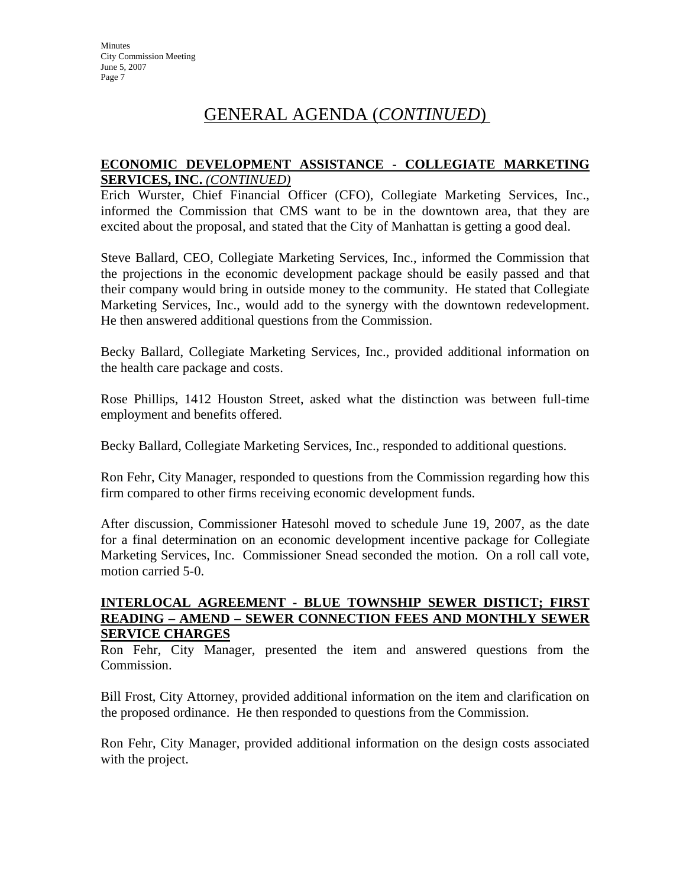# GENERAL AGENDA (*CONTINUED*)

**ECONOMIC DEVELOPMENT ASSISTANCE - COLLEGIATE MARKETING SERVICES, INC.** *(CONTINUED)*

Erich Wurster, Chief Financial Officer (CFO), Collegiate Marketing Services, Inc., informed the Commission that CMS want to be in the downtown area, that they are excited about the proposal, and stated that the City of Manhattan is getting a good deal.

Steve Ballard, CEO, Collegiate Marketing Services, Inc., informed the Commission that the projections in the economic development package should be easily passed and that their company would bring in outside money to the community. He stated that Collegiate Marketing Services, Inc., would add to the synergy with the downtown redevelopment. He then answered additional questions from the Commission.

Becky Ballard, Collegiate Marketing Services, Inc., provided additional information on the health care package and costs.

Rose Phillips, 1412 Houston Street, asked what the distinction was between full-time employment and benefits offered.

Becky Ballard, Collegiate Marketing Services, Inc., responded to additional questions.

Ron Fehr, City Manager, responded to questions from the Commission regarding how this firm compared to other firms receiving economic development funds.

After discussion, Commissioner Hatesohl moved to schedule June 19, 2007, as the date for a final determination on an economic development incentive package for Collegiate Marketing Services, Inc. Commissioner Snead seconded the motion. On a roll call vote, motion carried 5-0.

**INTERLOCAL AGREEMENT - BLUE TOWNSHIP SEWER DISTICT; FIRST READING – AMEND – SEWER CONNECTION FEES AND MONTHLY SEWER SERVICE CHARGES**

Ron Fehr, City Manager, presented the item and answered questions from the Commission.

Bill Frost, City Attorney, provided additional information on the item and clarification on the proposed ordinance. He then responded to questions from the Commission.

Ron Fehr, City Manager, provided additional information on the design costs associated with the project.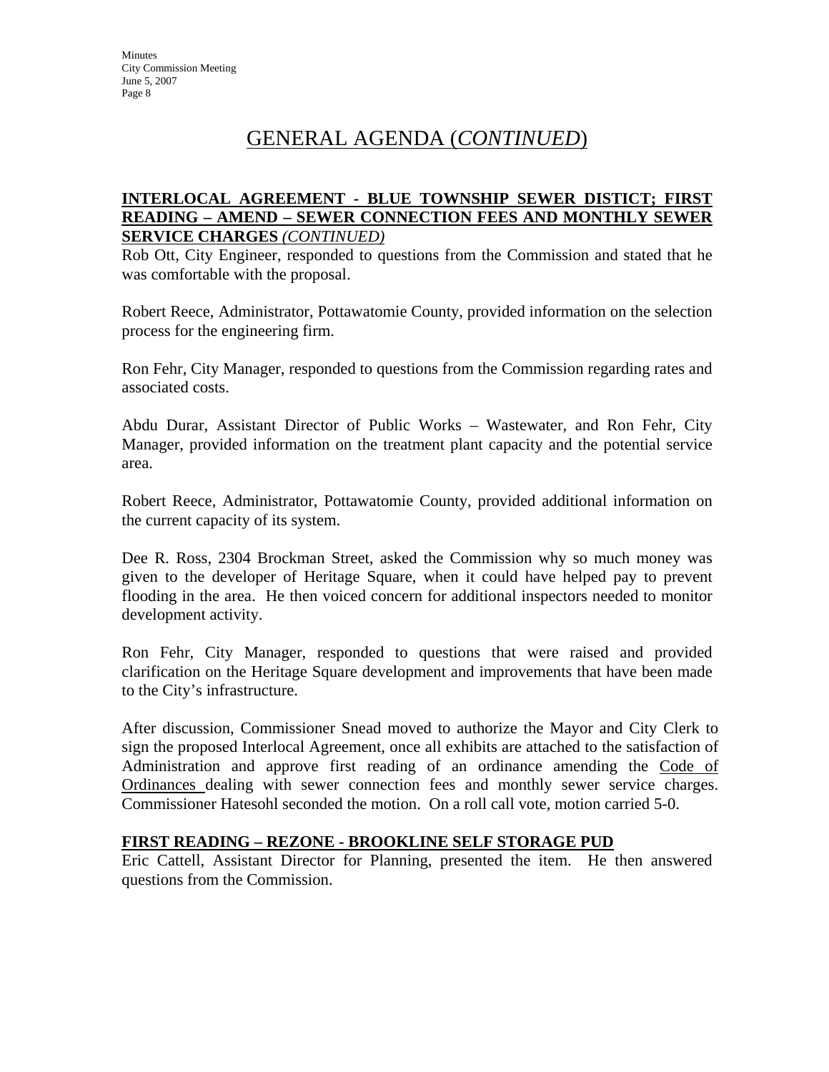## GENERAL AGENDA (*CONTINUED*)

**INTERLOCAL AGREEMENT - BLUE TOWNSHIP SEWER DISTICT; FIRST READING – AMEND – SEWER CONNECTION FEES AND MONTHLY SEWER SERVICE CHARGES** ***(CONTINUED)***

Rob Ott, City Engineer, responded to questions from the Commission and stated that he was comfortable with the proposal.

Robert Reece, Administrator, Pottawatomie County, provided information on the selection process for the engineering firm.

Ron Fehr, City Manager, responded to questions from the Commission regarding rates and associated costs.

Abdu Durar, Assistant Director of Public Works – Wastewater, and Ron Fehr, City Manager, provided information on the treatment plant capacity and the potential service area.

Robert Reece, Administrator, Pottawatomie County, provided additional information on the current capacity of its system.

Dee R. Ross, 2304 Brockman Street, asked the Commission why so much money was given to the developer of Heritage Square, when it could have helped pay to prevent flooding in the area. He then voiced concern for additional inspectors needed to monitor development activity.

Ron Fehr, City Manager, responded to questions that were raised and provided clarification on the Heritage Square development and improvements that have been made to the City's infrastructure.

After discussion, Commissioner Snead moved to authorize the Mayor and City Clerk to sign the proposed Interlocal Agreement, once all exhibits are attached to the satisfaction of Administration and approve first reading of an ordinance amending the Code of Ordinances dealing with sewer connection fees and monthly sewer service charges. Commissioner Hatesohl seconded the motion. On a roll call vote, motion carried 5-0.

**FIRST READING – REZONE - BROOKLINE SELF STORAGE PUD**

Eric Cattell, Assistant Director for Planning, presented the item. He then answered questions from the Commission.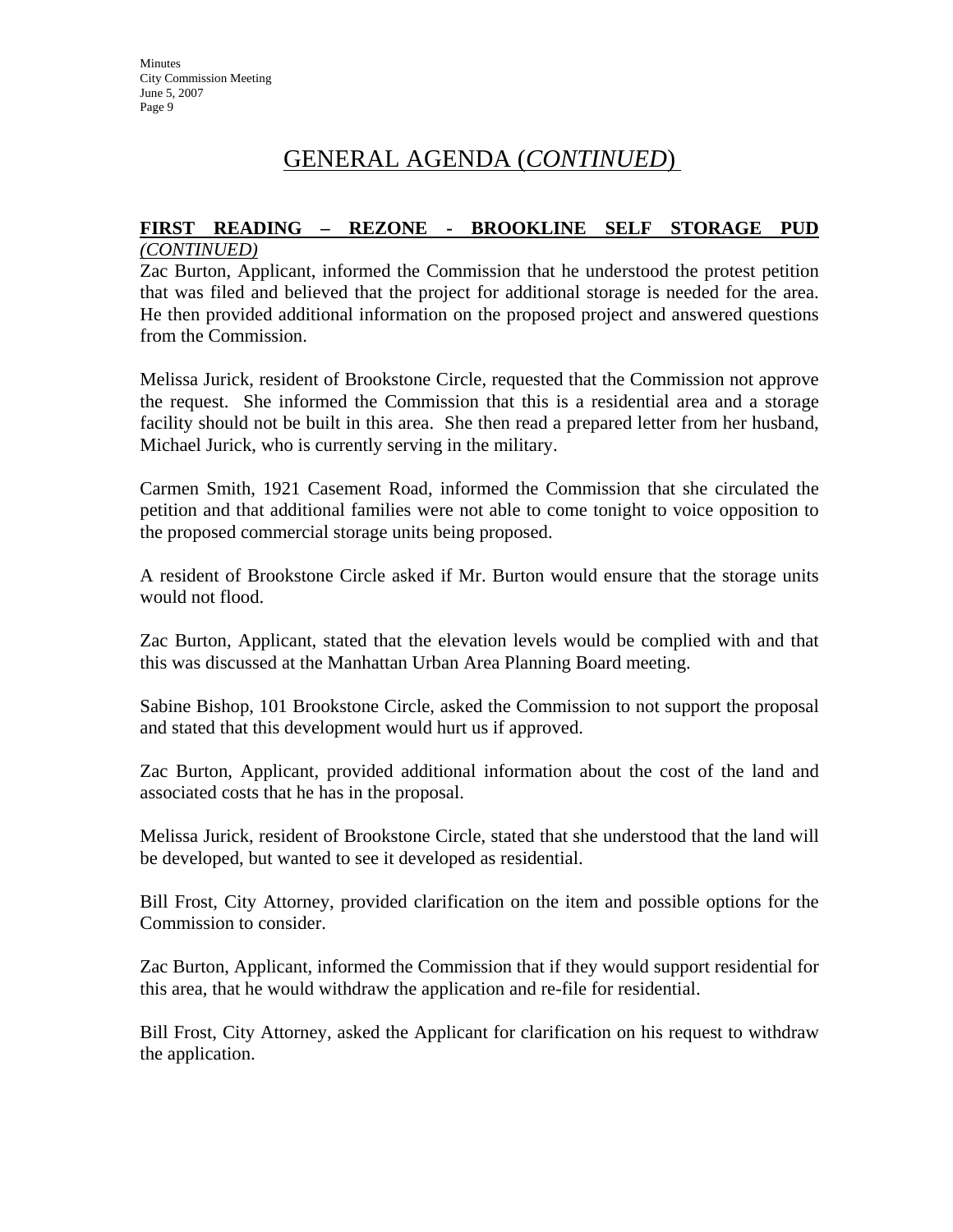# GENERAL AGENDA (*CONTINUED*)

**FIRST READING – REZONE - BROOKLINE SELF STORAGE PUD *(CONTINUED)***

Zac Burton, Applicant, informed the Commission that he understood the protest petition that was filed and believed that the project for additional storage is needed for the area. He then provided additional information on the proposed project and answered questions from the Commission.

Melissa Jurick, resident of Brookstone Circle, requested that the Commission not approve the request. She informed the Commission that this is a residential area and a storage facility should not be built in this area. She then read a prepared letter from her husband, Michael Jurick, who is currently serving in the military.

Carmen Smith, 1921 Casement Road, informed the Commission that she circulated the petition and that additional families were not able to come tonight to voice opposition to the proposed commercial storage units being proposed.

A resident of Brookstone Circle asked if Mr. Burton would ensure that the storage units would not flood.

Zac Burton, Applicant, stated that the elevation levels would be complied with and that this was discussed at the Manhattan Urban Area Planning Board meeting.

Sabine Bishop, 101 Brookstone Circle, asked the Commission to not support the proposal and stated that this development would hurt us if approved.

Zac Burton, Applicant, provided additional information about the cost of the land and associated costs that he has in the proposal.

Melissa Jurick, resident of Brookstone Circle, stated that she understood that the land will be developed, but wanted to see it developed as residential.

Bill Frost, City Attorney, provided clarification on the item and possible options for the Commission to consider.

Zac Burton, Applicant, informed the Commission that if they would support residential for this area, that he would withdraw the application and re-file for residential.

Bill Frost, City Attorney, asked the Applicant for clarification on his request to withdraw the application.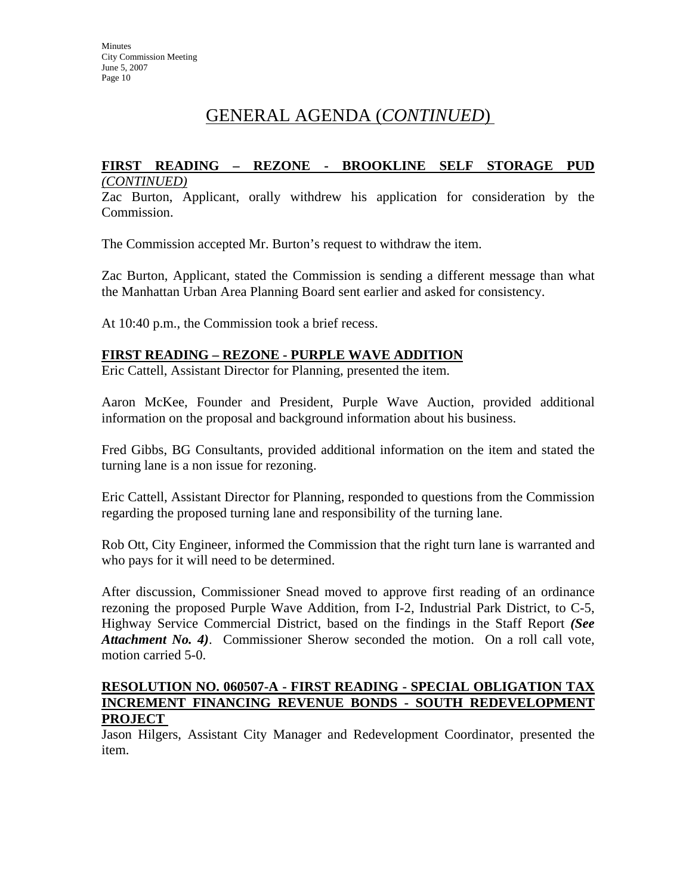# GENERAL AGENDA (*CONTINUED*)

**FIRST READING – REZONE - BROOKLINE SELF STORAGE PUD** *(CONTINUED)*

Zac Burton, Applicant, orally withdrew his application for consideration by the Commission.

The Commission accepted Mr. Burton's request to withdraw the item.

Zac Burton, Applicant, stated the Commission is sending a different message than what the Manhattan Urban Area Planning Board sent earlier and asked for consistency.

At 10:40 p.m., the Commission took a brief recess.

**FIRST READING – REZONE - PURPLE WAVE ADDITION**

Eric Cattell, Assistant Director for Planning, presented the item.

Aaron McKee, Founder and President, Purple Wave Auction, provided additional information on the proposal and background information about his business.

Fred Gibbs, BG Consultants, provided additional information on the item and stated the turning lane is a non issue for rezoning.

Eric Cattell, Assistant Director for Planning, responded to questions from the Commission regarding the proposed turning lane and responsibility of the turning lane.

Rob Ott, City Engineer, informed the Commission that the right turn lane is warranted and who pays for it will need to be determined.

After discussion, Commissioner Snead moved to approve first reading of an ordinance rezoning the proposed Purple Wave Addition, from I-2, Industrial Park District, to C-5, Highway Service Commercial District, based on the findings in the Staff Report ***(See Attachment No. 4)***. Commissioner Sherow seconded the motion. On a roll call vote, motion carried 5-0.

**RESOLUTION NO. 060507-A - FIRST READING - SPECIAL OBLIGATION TAX INCREMENT FINANCING REVENUE BONDS - SOUTH REDEVELOPMENT PROJECT**

Jason Hilgers, Assistant City Manager and Redevelopment Coordinator, presented the item.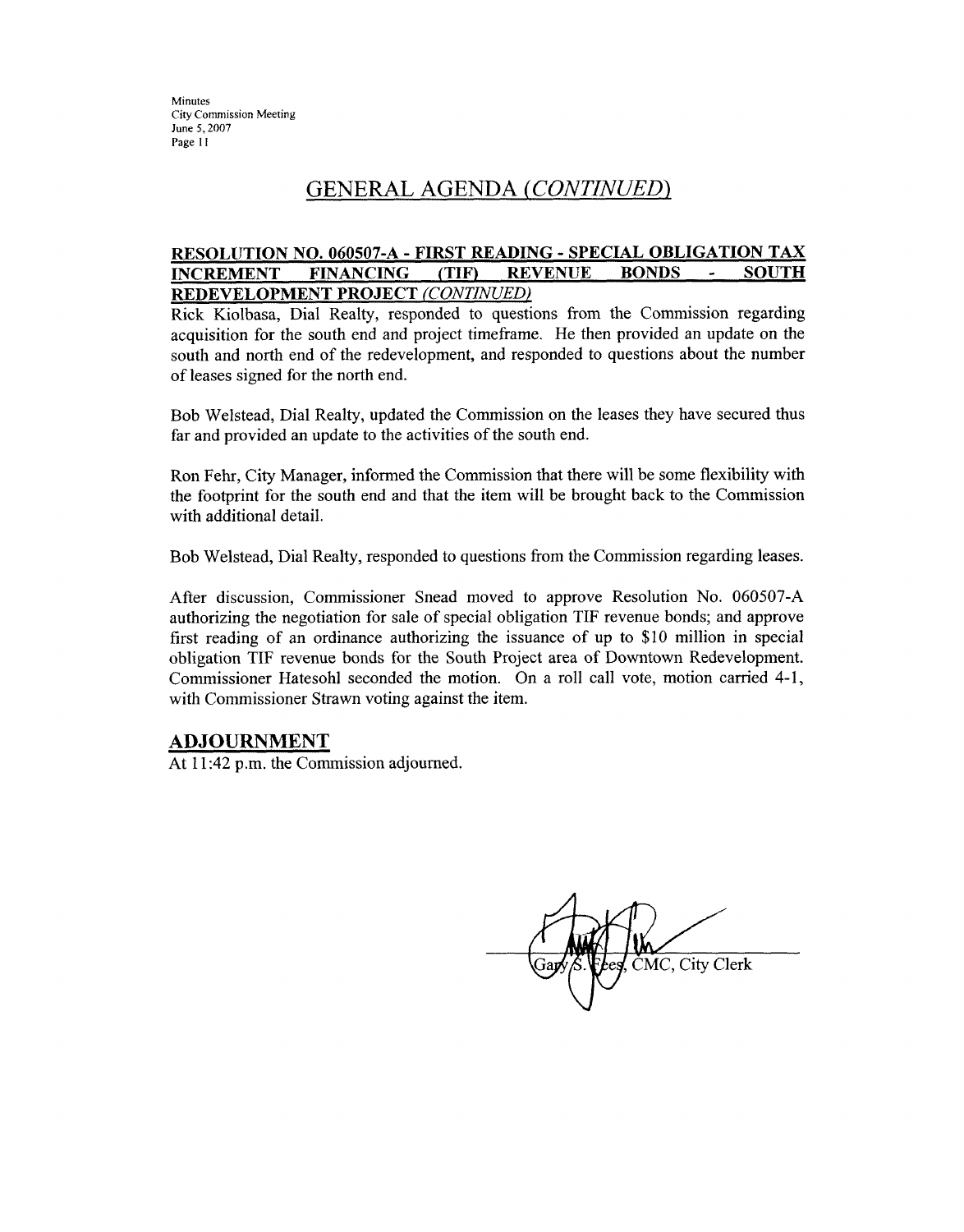## GENERAL AGENDA *(CONTINUED)*

**RESOLUTION NO. 060507-A - FIRST READING - SPECIAL OBLIGATION TAX INCREMENT FINANCING (TIF) REVENUE BONDS - SOUTH REDEVELOPMENT PROJECT *(CONTINUED)***

Rick Kiolbasa, Dial Realty, responded to questions from the Commission regarding acquisition for the south end and project timeframe. He then provided an update on the south and north end of the redevelopment, and responded to questions about the number of leases signed for the north end.

Bob Welstead, Dial Realty, updated the Commission on the leases they have secured thus far and provided an update to the activities of the south end.

Ron Fehr, City Manager, informed the Commission that there will be some flexibility with the footprint for the south end and that the item will be brought back to the Commission with additional detail.

Bob Welstead, Dial Realty, responded to questions from the Commission regarding leases.

After discussion, Commissioner Snead moved to approve Resolution No. 060507-A authorizing the negotiation for sale of special obligation TIF revenue bonds; and approve first reading of an ordinance authorizing the issuance of up to $10 million in special obligation TIF revenue bonds for the South Project area of Downtown Redevelopment. Commissioner Hatesohl seconded the motion. On a roll call vote, motion carried 4-1, with Commissioner Strawn voting against the item.

## ADJOURNMENT

At 11:42 p.m. the Commission adjourned.

Gary S. Fees, CMC, City Clerk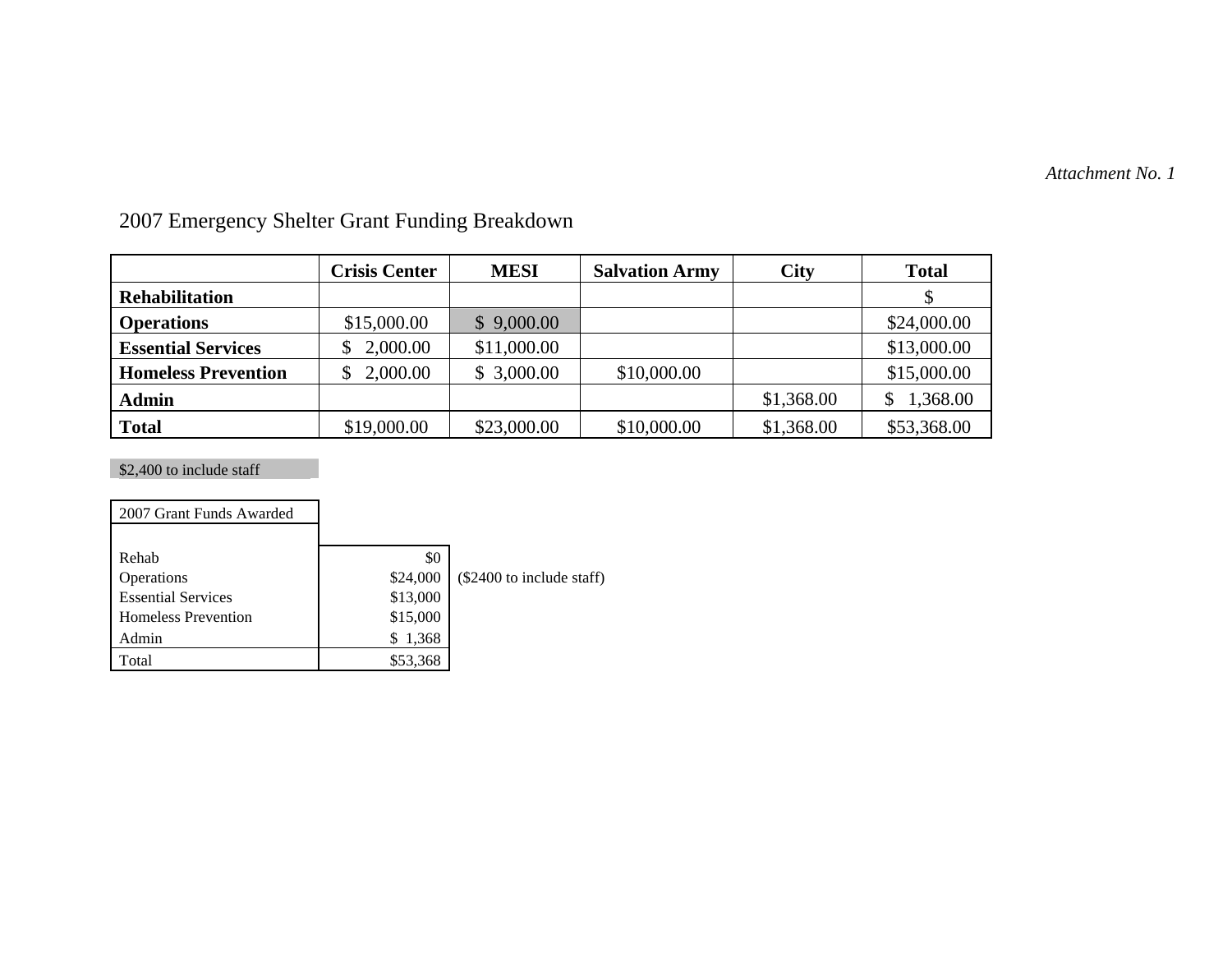*Attachment No. 1*

## 2007 Emergency Shelter Grant Funding Breakdown

| | Crisis Center | MESI | Salvation Army | City | Total |
|---|---|---|---|---|---|
| **Rehabilitation** | | | | | $ |
| **Operations** | $15,000.00 | $ 9,000.00 | | | $24,000.00 |
| **Essential Services** | $ 2,000.00 | $11,000.00 | | | $13,000.00 |
| **Homeless Prevention** | $ 2,000.00 | $ 3,000.00 | $10,000.00 | | $15,000.00 |
| **Admin** | | | | $1,368.00 | $ 1,368.00 |
| **Total** | $19,000.00 | $23,000.00 | $10,000.00 | $1,368.00 | $53,368.00 |

$2,400 to include staff

| 2007 Grant Funds Awarded | | |
|---|---|---|
| Rehab | $0 | |
| Operations | $24,000 | ($2400 to include staff) |
| Essential Services | $13,000 | |
| Homeless Prevention | $15,000 | |
| Admin | $ 1,368 | |
| Total | $53,368 | |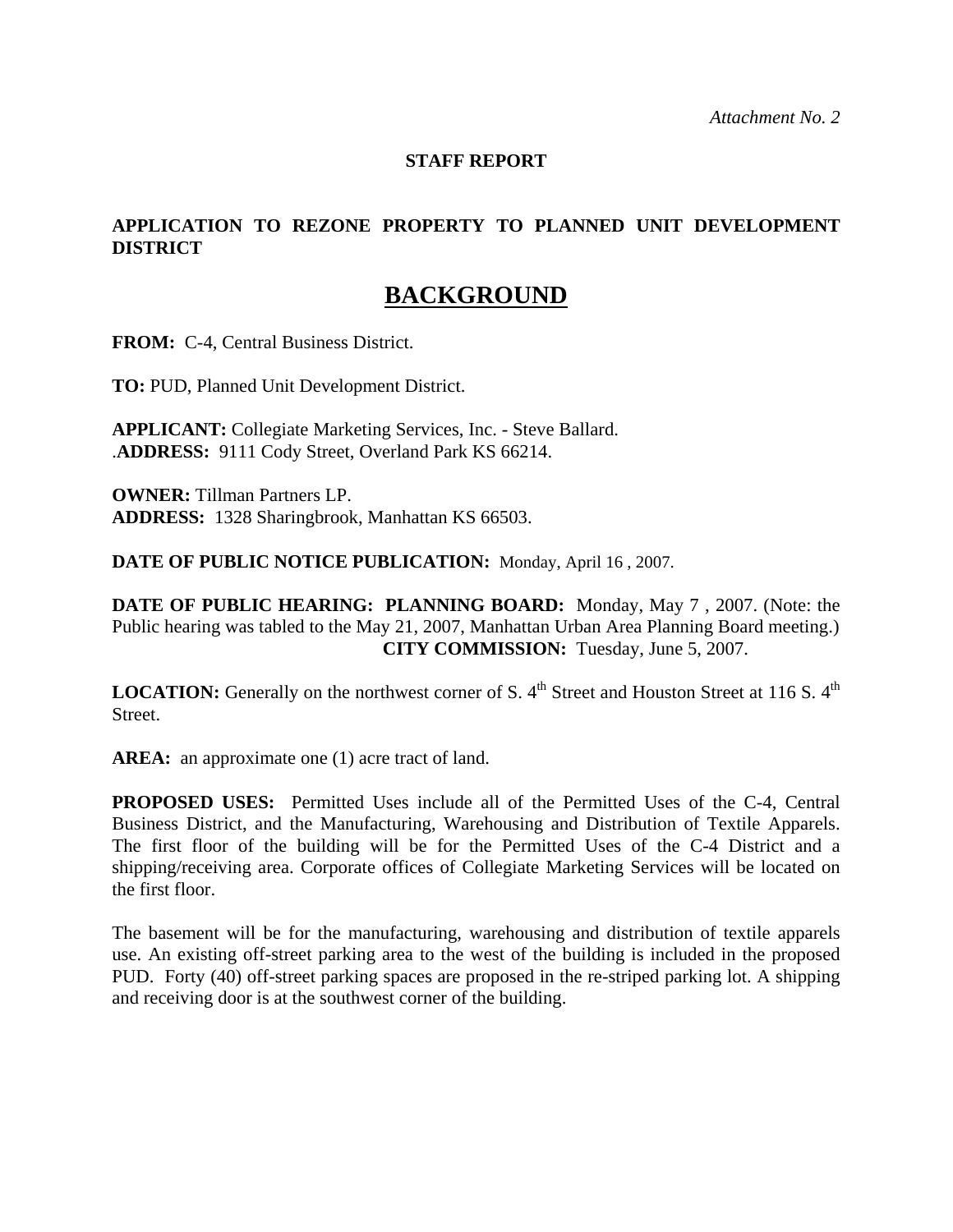*Attachment No. 2*

**STAFF REPORT**

**APPLICATION TO REZONE PROPERTY TO PLANNED UNIT DEVELOPMENT DISTRICT**

# BACKGROUND

**FROM:** C-4, Central Business District.

**TO:** PUD, Planned Unit Development District.

**APPLICANT:** Collegiate Marketing Services, Inc. - Steve Ballard.
.**ADDRESS:** 9111 Cody Street, Overland Park KS 66214.

**OWNER:** Tillman Partners LP.
**ADDRESS:** 1328 Sharingbrook, Manhattan KS 66503.

**DATE OF PUBLIC NOTICE PUBLICATION:** Monday, April 16 , 2007.

**DATE OF PUBLIC HEARING: PLANNING BOARD:** Monday, May 7 , 2007. (Note: the Public hearing was tabled to the May 21, 2007, Manhattan Urban Area Planning Board meeting.)
**CITY COMMISSION:** Tuesday, June 5, 2007.

**LOCATION:** Generally on the northwest corner of S. 4th Street and Houston Street at 116 S. 4th Street.

**AREA:** an approximate one (1) acre tract of land.

**PROPOSED USES:** Permitted Uses include all of the Permitted Uses of the C-4, Central Business District, and the Manufacturing, Warehousing and Distribution of Textile Apparels. The first floor of the building will be for the Permitted Uses of the C-4 District and a shipping/receiving area. Corporate offices of Collegiate Marketing Services will be located on the first floor.

The basement will be for the manufacturing, warehousing and distribution of textile apparels use. An existing off-street parking area to the west of the building is included in the proposed PUD. Forty (40) off-street parking spaces are proposed in the re-striped parking lot. A shipping and receiving door is at the southwest corner of the building.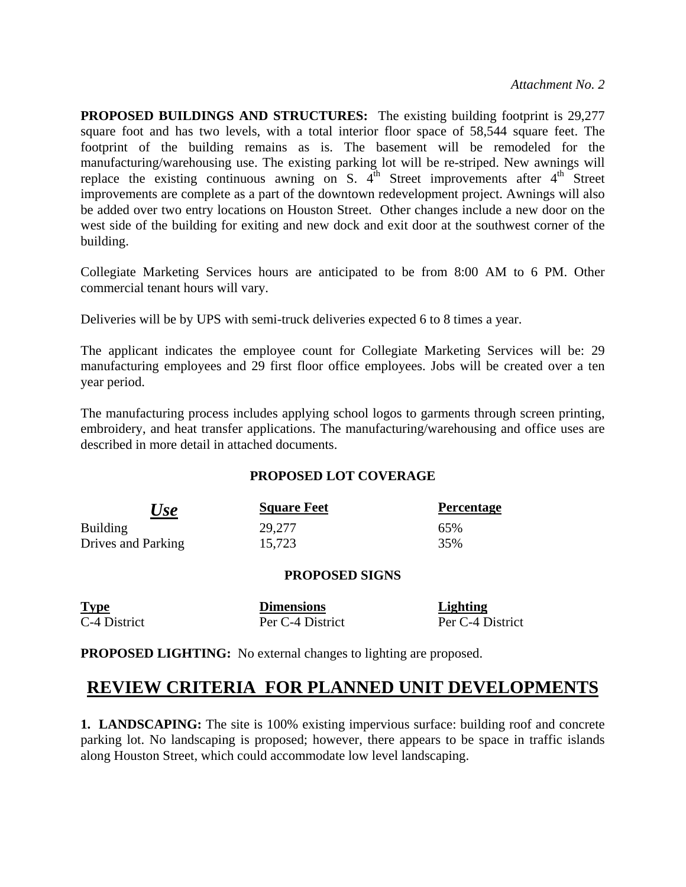*Attachment No. 2*

**PROPOSED BUILDINGS AND STRUCTURES:** The existing building footprint is 29,277 square foot and has two levels, with a total interior floor space of 58,544 square feet. The footprint of the building remains as is. The basement will be remodeled for the manufacturing/warehousing use. The existing parking lot will be re-striped. New awnings will replace the existing continuous awning on S. 4th Street improvements after 4th Street improvements are complete as a part of the downtown redevelopment project. Awnings will also be added over two entry locations on Houston Street. Other changes include a new door on the west side of the building for exiting and new dock and exit door at the southwest corner of the building.

Collegiate Marketing Services hours are anticipated to be from 8:00 AM to 6 PM. Other commercial tenant hours will vary.

Deliveries will be by UPS with semi-truck deliveries expected 6 to 8 times a year.

The applicant indicates the employee count for Collegiate Marketing Services will be: 29 manufacturing employees and 29 first floor office employees. Jobs will be created over a ten year period.

The manufacturing process includes applying school logos to garments through screen printing, embroidery, and heat transfer applications. The manufacturing/warehousing and office uses are described in more detail in attached documents.

**PROPOSED LOT COVERAGE**

| *Use* | Square Feet | Percentage |
|---|---|---|
| Building | 29,277 | 65% |
| Drives and Parking | 15,723 | 35% |

**PROPOSED SIGNS**

| Type | Dimensions | Lighting |
|---|---|---|
| C-4 District | Per C-4 District | Per C-4 District |

**PROPOSED LIGHTING:** No external changes to lighting are proposed.

## REVIEW CRITERIA FOR PLANNED UNIT DEVELOPMENTS

**1. LANDSCAPING:** The site is 100% existing impervious surface: building roof and concrete parking lot. No landscaping is proposed; however, there appears to be space in traffic islands along Houston Street, which could accommodate low level landscaping.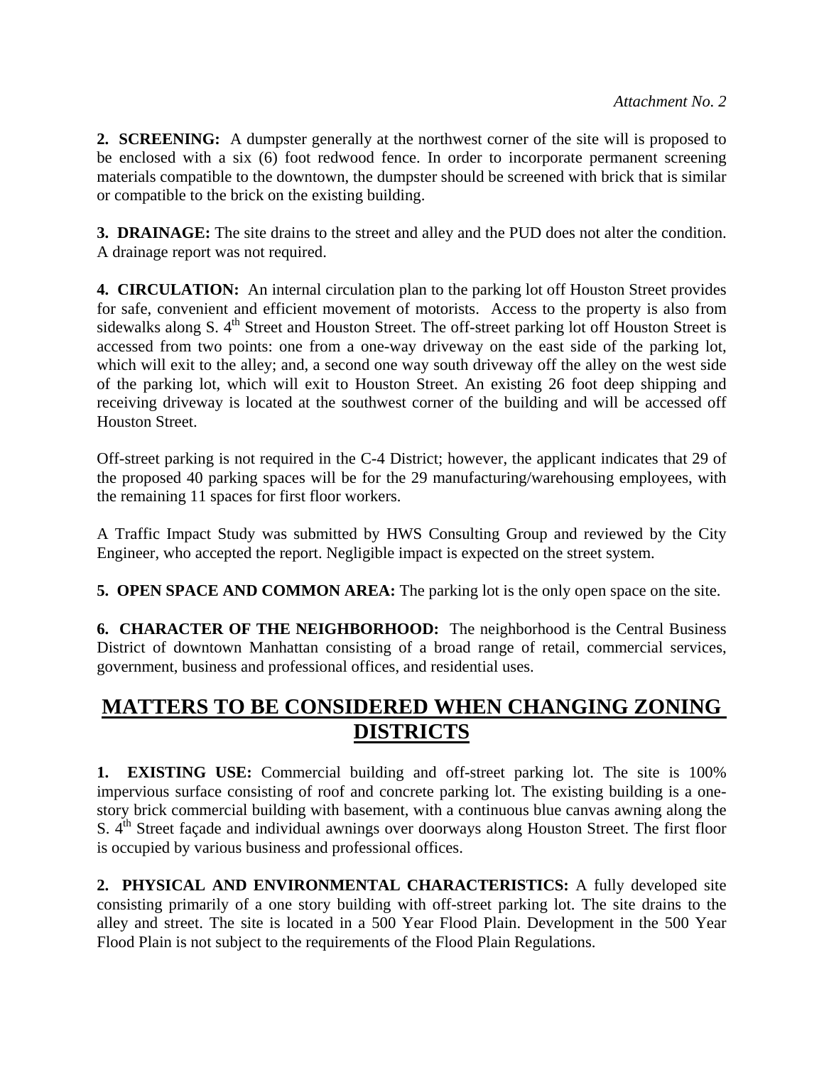*Attachment No. 2*

**2. SCREENING:** A dumpster generally at the northwest corner of the site will is proposed to be enclosed with a six (6) foot redwood fence. In order to incorporate permanent screening materials compatible to the downtown, the dumpster should be screened with brick that is similar or compatible to the brick on the existing building.

**3. DRAINAGE:** The site drains to the street and alley and the PUD does not alter the condition. A drainage report was not required.

**4. CIRCULATION:** An internal circulation plan to the parking lot off Houston Street provides for safe, convenient and efficient movement of motorists. Access to the property is also from sidewalks along S. 4th Street and Houston Street. The off-street parking lot off Houston Street is accessed from two points: one from a one-way driveway on the east side of the parking lot, which will exit to the alley; and, a second one way south driveway off the alley on the west side of the parking lot, which will exit to Houston Street. An existing 26 foot deep shipping and receiving driveway is located at the southwest corner of the building and will be accessed off Houston Street.

Off-street parking is not required in the C-4 District; however, the applicant indicates that 29 of the proposed 40 parking spaces will be for the 29 manufacturing/warehousing employees, with the remaining 11 spaces for first floor workers.

A Traffic Impact Study was submitted by HWS Consulting Group and reviewed by the City Engineer, who accepted the report. Negligible impact is expected on the street system.

**5. OPEN SPACE AND COMMON AREA:** The parking lot is the only open space on the site.

**6. CHARACTER OF THE NEIGHBORHOOD:** The neighborhood is the Central Business District of downtown Manhattan consisting of a broad range of retail, commercial services, government, business and professional offices, and residential uses.

## MATTERS TO BE CONSIDERED WHEN CHANGING ZONING DISTRICTS

**1. EXISTING USE:** Commercial building and off-street parking lot. The site is 100% impervious surface consisting of roof and concrete parking lot. The existing building is a one-story brick commercial building with basement, with a continuous blue canvas awning along the S. 4th Street façade and individual awnings over doorways along Houston Street. The first floor is occupied by various business and professional offices.

**2. PHYSICAL AND ENVIRONMENTAL CHARACTERISTICS:** A fully developed site consisting primarily of a one story building with off-street parking lot. The site drains to the alley and street. The site is located in a 500 Year Flood Plain. Development in the 500 Year Flood Plain is not subject to the requirements of the Flood Plain Regulations.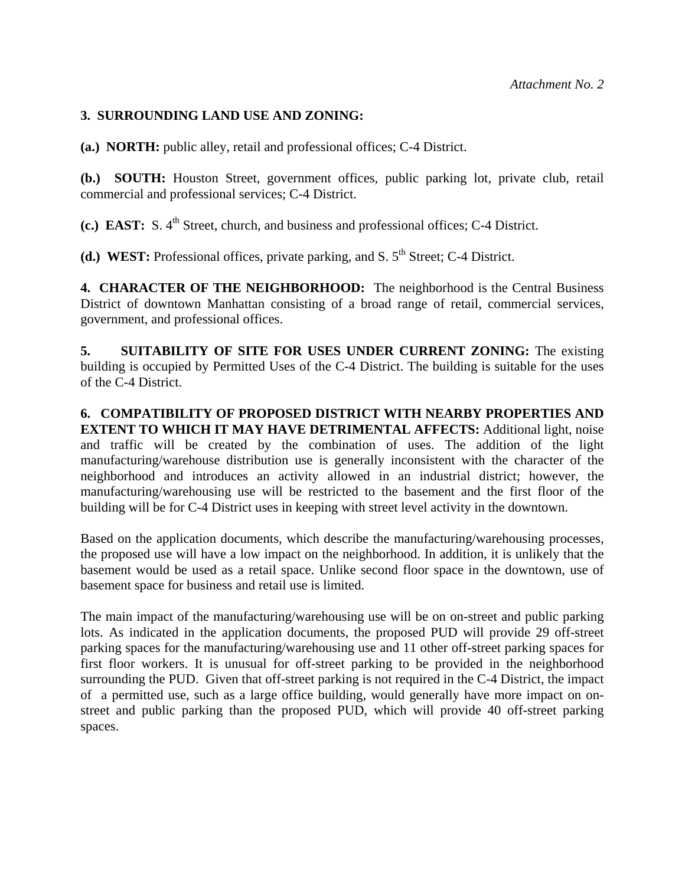*Attachment No. 2*

**3. SURROUNDING LAND USE AND ZONING:**

**(a.) NORTH:** public alley, retail and professional offices; C-4 District.

**(b.) SOUTH:** Houston Street, government offices, public parking lot, private club, retail commercial and professional services; C-4 District.

**(c.) EAST:** S. 4th Street, church, and business and professional offices; C-4 District.

**(d.) WEST:** Professional offices, private parking, and S. 5th Street; C-4 District.

**4. CHARACTER OF THE NEIGHBORHOOD:** The neighborhood is the Central Business District of downtown Manhattan consisting of a broad range of retail, commercial services, government, and professional offices.

**5. SUITABILITY OF SITE FOR USES UNDER CURRENT ZONING:** The existing building is occupied by Permitted Uses of the C-4 District. The building is suitable for the uses of the C-4 District.

**6. COMPATIBILITY OF PROPOSED DISTRICT WITH NEARBY PROPERTIES AND EXTENT TO WHICH IT MAY HAVE DETRIMENTAL AFFECTS:** Additional light, noise and traffic will be created by the combination of uses. The addition of the light manufacturing/warehouse distribution use is generally inconsistent with the character of the neighborhood and introduces an activity allowed in an industrial district; however, the manufacturing/warehousing use will be restricted to the basement and the first floor of the building will be for C-4 District uses in keeping with street level activity in the downtown.

Based on the application documents, which describe the manufacturing/warehousing processes, the proposed use will have a low impact on the neighborhood. In addition, it is unlikely that the basement would be used as a retail space. Unlike second floor space in the downtown, use of basement space for business and retail use is limited.

The main impact of the manufacturing/warehousing use will be on on-street and public parking lots. As indicated in the application documents, the proposed PUD will provide 29 off-street parking spaces for the manufacturing/warehousing use and 11 other off-street parking spaces for first floor workers. It is unusual for off-street parking to be provided in the neighborhood surrounding the PUD. Given that off-street parking is not required in the C-4 District, the impact of a permitted use, such as a large office building, would generally have more impact on on-street and public parking than the proposed PUD, which will provide 40 off-street parking spaces.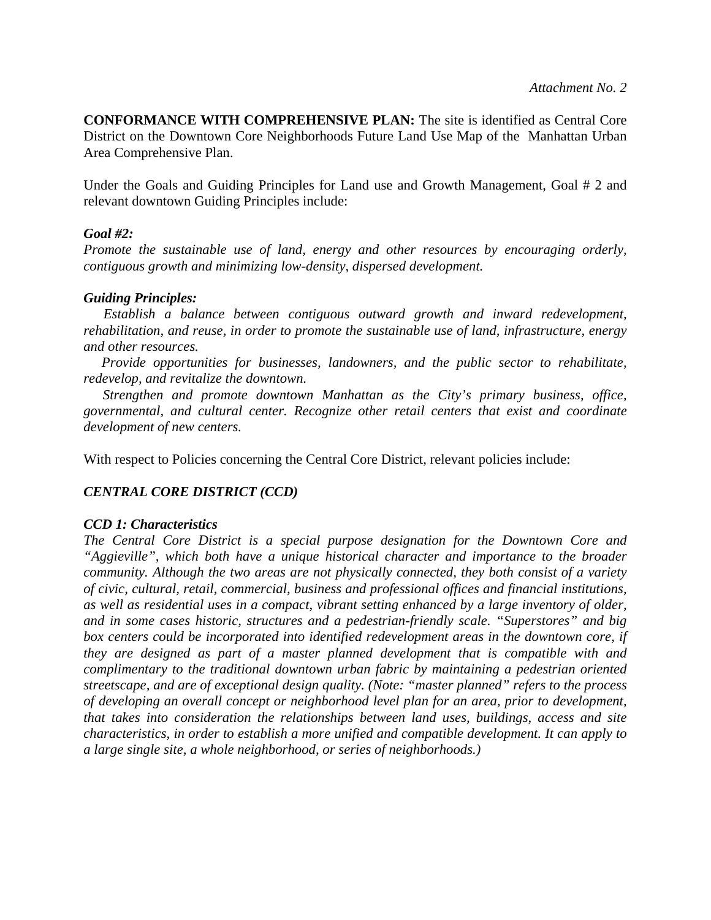*Attachment No. 2*

**CONFORMANCE WITH COMPREHENSIVE PLAN:** The site is identified as Central Core District on the Downtown Core Neighborhoods Future Land Use Map of the Manhattan Urban Area Comprehensive Plan.

Under the Goals and Guiding Principles for Land use and Growth Management, Goal # 2 and relevant downtown Guiding Principles include:

***Goal #2:***
*Promote the sustainable use of land, energy and other resources by encouraging orderly, contiguous growth and minimizing low-density, dispersed development.*

***Guiding Principles:***

*Establish a balance between contiguous outward growth and inward redevelopment, rehabilitation, and reuse, in order to promote the sustainable use of land, infrastructure, energy and other resources.*

*Provide opportunities for businesses, landowners, and the public sector to rehabilitate, redevelop, and revitalize the downtown.*

*Strengthen and promote downtown Manhattan as the City's primary business, office, governmental, and cultural center. Recognize other retail centers that exist and coordinate development of new centers.*

With respect to Policies concerning the Central Core District, relevant policies include:

***CENTRAL CORE DISTRICT (CCD)***

***CCD 1: Characteristics***
*The Central Core District is a special purpose designation for the Downtown Core and "Aggieville", which both have a unique historical character and importance to the broader community. Although the two areas are not physically connected, they both consist of a variety of civic, cultural, retail, commercial, business and professional offices and financial institutions, as well as residential uses in a compact, vibrant setting enhanced by a large inventory of older, and in some cases historic, structures and a pedestrian-friendly scale. "Superstores" and big box centers could be incorporated into identified redevelopment areas in the downtown core, if they are designed as part of a master planned development that is compatible with and complimentary to the traditional downtown urban fabric by maintaining a pedestrian oriented streetscape, and are of exceptional design quality. (Note: "master planned" refers to the process of developing an overall concept or neighborhood level plan for an area, prior to development, that takes into consideration the relationships between land uses, buildings, access and site characteristics, in order to establish a more unified and compatible development. It can apply to a large single site, a whole neighborhood, or series of neighborhoods.)*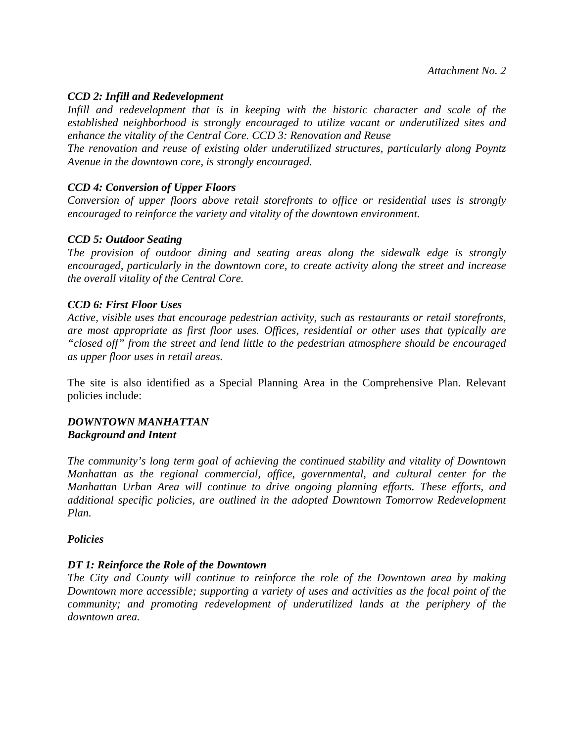*Attachment No. 2*

***CCD 2: Infill and Redevelopment***

*Infill and redevelopment that is in keeping with the historic character and scale of the established neighborhood is strongly encouraged to utilize vacant or underutilized sites and enhance the vitality of the Central Core. CCD 3: Renovation and Reuse*

*The renovation and reuse of existing older underutilized structures, particularly along Poyntz Avenue in the downtown core, is strongly encouraged.*

***CCD 4: Conversion of Upper Floors***

*Conversion of upper floors above retail storefronts to office or residential uses is strongly encouraged to reinforce the variety and vitality of the downtown environment.*

***CCD 5: Outdoor Seating***

*The provision of outdoor dining and seating areas along the sidewalk edge is strongly encouraged, particularly in the downtown core, to create activity along the street and increase the overall vitality of the Central Core.*

***CCD 6: First Floor Uses***

*Active, visible uses that encourage pedestrian activity, such as restaurants or retail storefronts, are most appropriate as first floor uses. Offices, residential or other uses that typically are "closed off" from the street and lend little to the pedestrian atmosphere should be encouraged as upper floor uses in retail areas.*

The site is also identified as a Special Planning Area in the Comprehensive Plan. Relevant policies include:

***DOWNTOWN MANHATTAN***
***Background and Intent***

*The community's long term goal of achieving the continued stability and vitality of Downtown Manhattan as the regional commercial, office, governmental, and cultural center for the Manhattan Urban Area will continue to drive ongoing planning efforts. These efforts, and additional specific policies, are outlined in the adopted Downtown Tomorrow Redevelopment Plan.*

***Policies***

***DT 1: Reinforce the Role of the Downtown***

*The City and County will continue to reinforce the role of the Downtown area by making Downtown more accessible; supporting a variety of uses and activities as the focal point of the community; and promoting redevelopment of underutilized lands at the periphery of the downtown area.*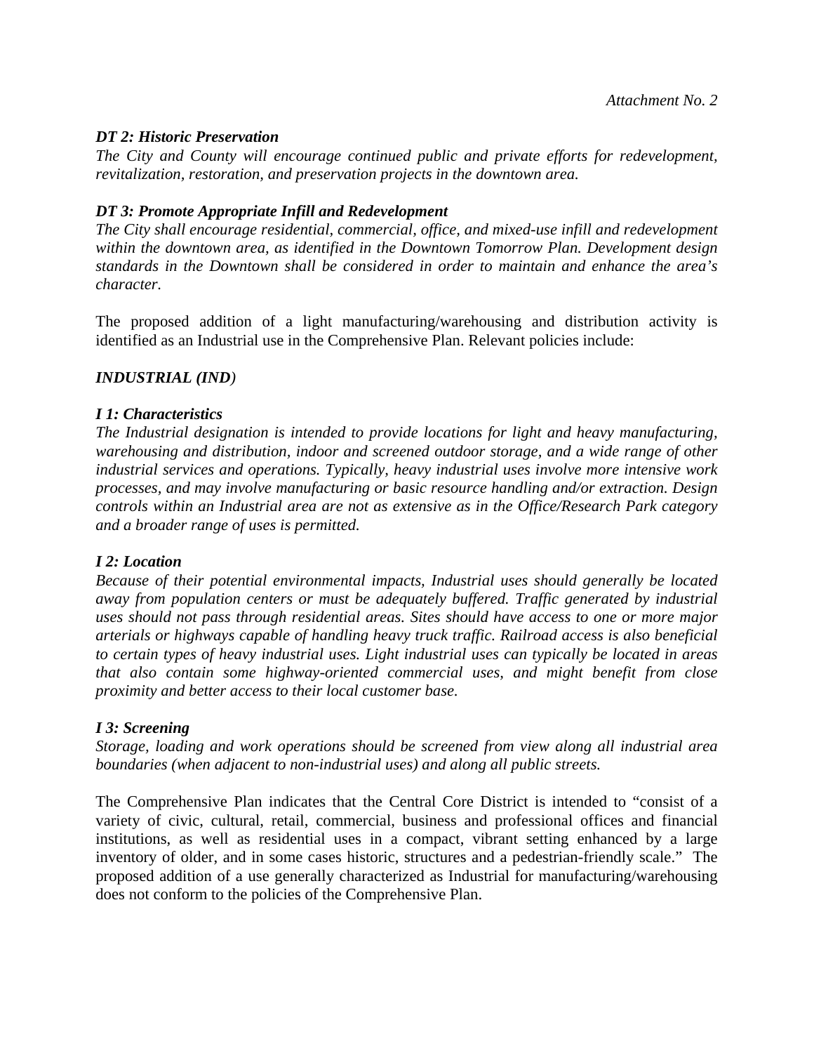*Attachment No. 2*

***DT 2: Historic Preservation***

*The City and County will encourage continued public and private efforts for redevelopment, revitalization, restoration, and preservation projects in the downtown area.*

***DT 3: Promote Appropriate Infill and Redevelopment***

*The City shall encourage residential, commercial, office, and mixed-use infill and redevelopment within the downtown area, as identified in the Downtown Tomorrow Plan. Development design standards in the Downtown shall be considered in order to maintain and enhance the area's character.*

The proposed addition of a light manufacturing/warehousing and distribution activity is identified as an Industrial use in the Comprehensive Plan. Relevant policies include:

***INDUSTRIAL (IND)***

***I 1: Characteristics***

*The Industrial designation is intended to provide locations for light and heavy manufacturing, warehousing and distribution, indoor and screened outdoor storage, and a wide range of other industrial services and operations. Typically, heavy industrial uses involve more intensive work processes, and may involve manufacturing or basic resource handling and/or extraction. Design controls within an Industrial area are not as extensive as in the Office/Research Park category and a broader range of uses is permitted.*

***I 2: Location***

*Because of their potential environmental impacts, Industrial uses should generally be located away from population centers or must be adequately buffered. Traffic generated by industrial uses should not pass through residential areas. Sites should have access to one or more major arterials or highways capable of handling heavy truck traffic. Railroad access is also beneficial to certain types of heavy industrial uses. Light industrial uses can typically be located in areas that also contain some highway-oriented commercial uses, and might benefit from close proximity and better access to their local customer base.*

***I 3: Screening***

*Storage, loading and work operations should be screened from view along all industrial area boundaries (when adjacent to non-industrial uses) and along all public streets.*

The Comprehensive Plan indicates that the Central Core District is intended to "consist of a variety of civic, cultural, retail, commercial, business and professional offices and financial institutions, as well as residential uses in a compact, vibrant setting enhanced by a large inventory of older, and in some cases historic, structures and a pedestrian-friendly scale." The proposed addition of a use generally characterized as Industrial for manufacturing/warehousing does not conform to the policies of the Comprehensive Plan.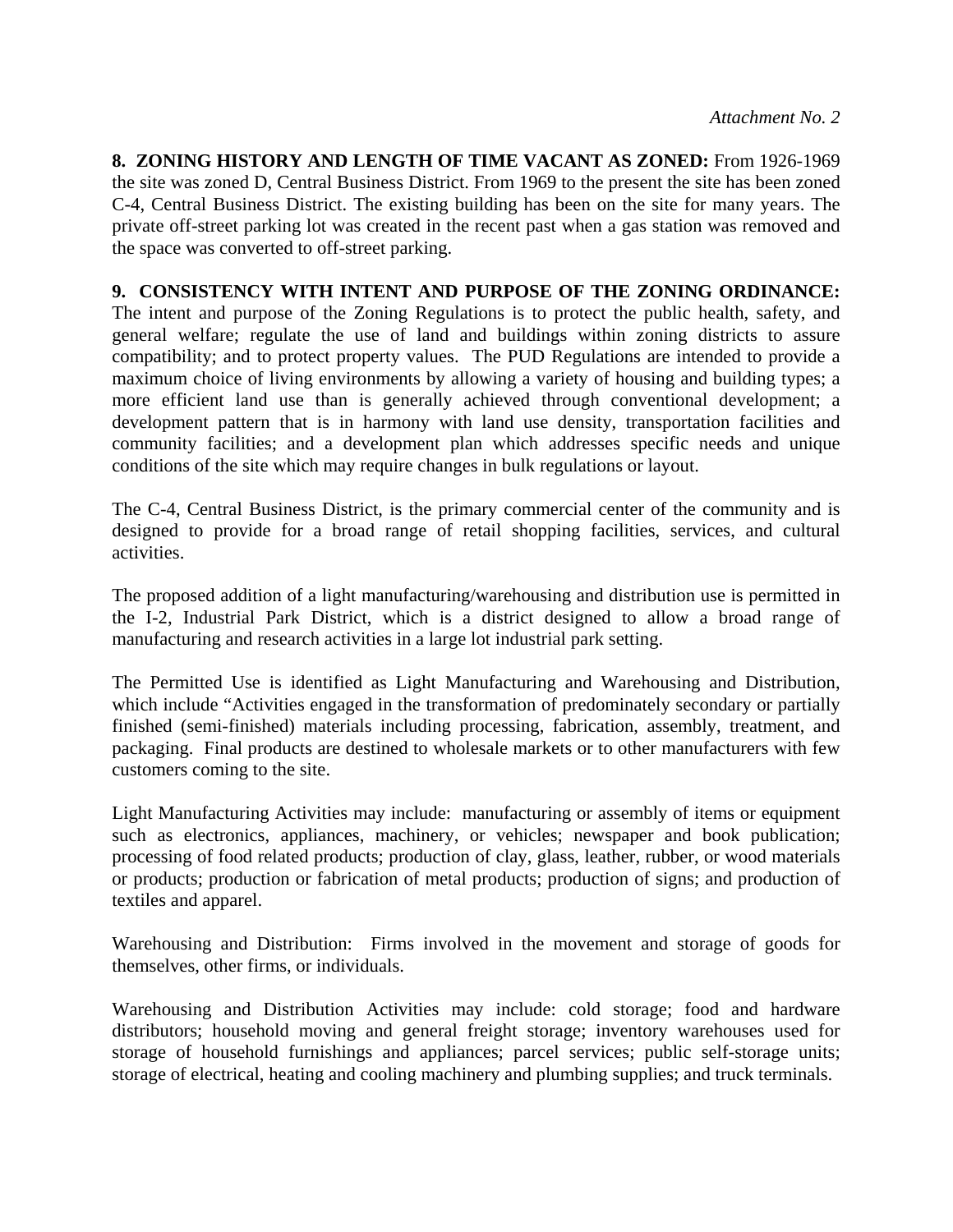*Attachment No. 2*

**8. ZONING HISTORY AND LENGTH OF TIME VACANT AS ZONED:** From 1926-1969 the site was zoned D, Central Business District. From 1969 to the present the site has been zoned C-4, Central Business District. The existing building has been on the site for many years. The private off-street parking lot was created in the recent past when a gas station was removed and the space was converted to off-street parking.

**9. CONSISTENCY WITH INTENT AND PURPOSE OF THE ZONING ORDINANCE:** The intent and purpose of the Zoning Regulations is to protect the public health, safety, and general welfare; regulate the use of land and buildings within zoning districts to assure compatibility; and to protect property values. The PUD Regulations are intended to provide a maximum choice of living environments by allowing a variety of housing and building types; a more efficient land use than is generally achieved through conventional development; a development pattern that is in harmony with land use density, transportation facilities and community facilities; and a development plan which addresses specific needs and unique conditions of the site which may require changes in bulk regulations or layout.

The C-4, Central Business District, is the primary commercial center of the community and is designed to provide for a broad range of retail shopping facilities, services, and cultural activities.

The proposed addition of a light manufacturing/warehousing and distribution use is permitted in the I-2, Industrial Park District, which is a district designed to allow a broad range of manufacturing and research activities in a large lot industrial park setting.

The Permitted Use is identified as Light Manufacturing and Warehousing and Distribution, which include "Activities engaged in the transformation of predominately secondary or partially finished (semi-finished) materials including processing, fabrication, assembly, treatment, and packaging. Final products are destined to wholesale markets or to other manufacturers with few customers coming to the site.

Light Manufacturing Activities may include: manufacturing or assembly of items or equipment such as electronics, appliances, machinery, or vehicles; newspaper and book publication; processing of food related products; production of clay, glass, leather, rubber, or wood materials or products; production or fabrication of metal products; production of signs; and production of textiles and apparel.

Warehousing and Distribution: Firms involved in the movement and storage of goods for themselves, other firms, or individuals.

Warehousing and Distribution Activities may include: cold storage; food and hardware distributors; household moving and general freight storage; inventory warehouses used for storage of household furnishings and appliances; parcel services; public self-storage units; storage of electrical, heating and cooling machinery and plumbing supplies; and truck terminals.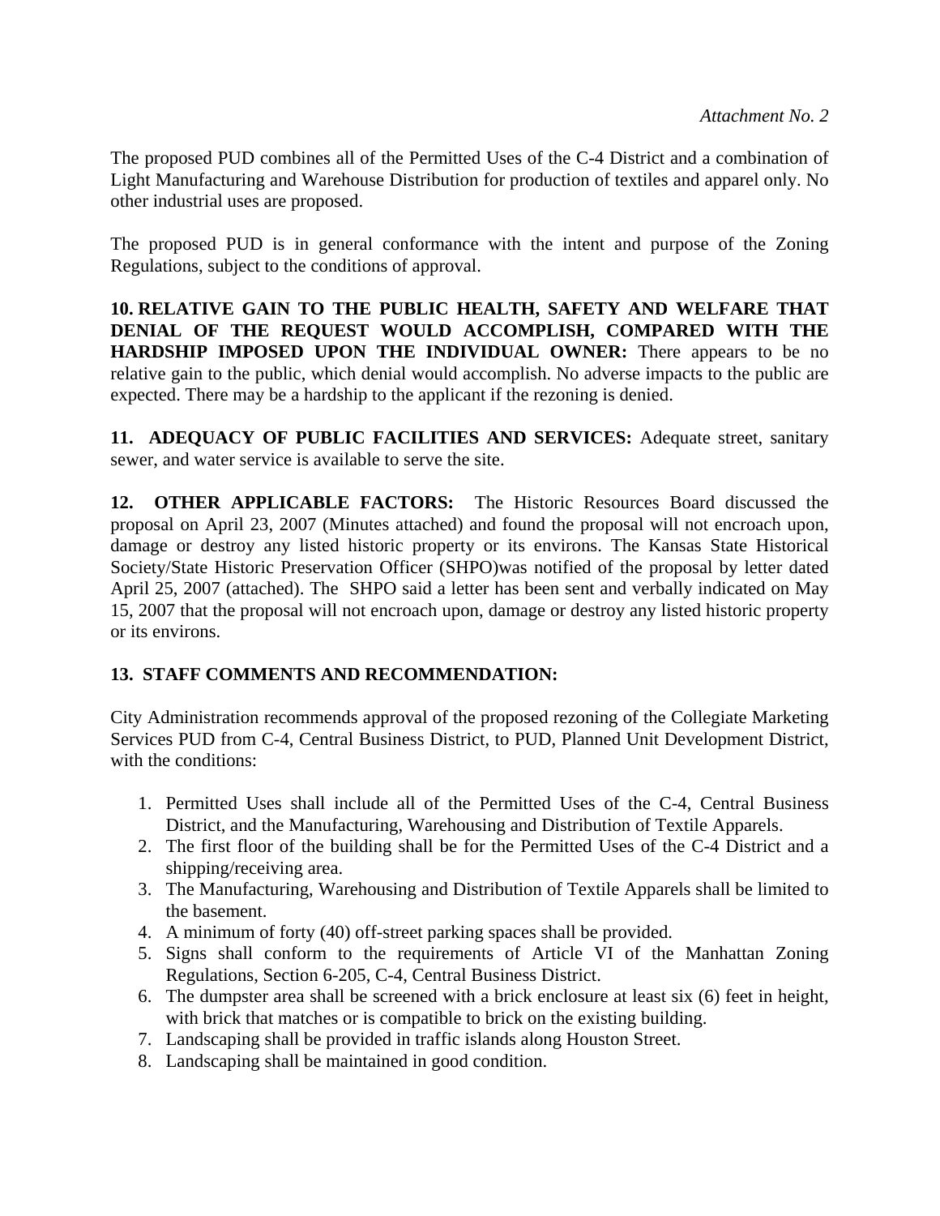*Attachment No. 2*

The proposed PUD combines all of the Permitted Uses of the C-4 District and a combination of Light Manufacturing and Warehouse Distribution for production of textiles and apparel only. No other industrial uses are proposed.

The proposed PUD is in general conformance with the intent and purpose of the Zoning Regulations, subject to the conditions of approval.

**10. RELATIVE GAIN TO THE PUBLIC HEALTH, SAFETY AND WELFARE THAT DENIAL OF THE REQUEST WOULD ACCOMPLISH, COMPARED WITH THE HARDSHIP IMPOSED UPON THE INDIVIDUAL OWNER:** There appears to be no relative gain to the public, which denial would accomplish. No adverse impacts to the public are expected. There may be a hardship to the applicant if the rezoning is denied.

**11. ADEQUACY OF PUBLIC FACILITIES AND SERVICES:** Adequate street, sanitary sewer, and water service is available to serve the site.

**12. OTHER APPLICABLE FACTORS:** The Historic Resources Board discussed the proposal on April 23, 2007 (Minutes attached) and found the proposal will not encroach upon, damage or destroy any listed historic property or its environs. The Kansas State Historical Society/State Historic Preservation Officer (SHPO)was notified of the proposal by letter dated April 25, 2007 (attached). The SHPO said a letter has been sent and verbally indicated on May 15, 2007 that the proposal will not encroach upon, damage or destroy any listed historic property or its environs.

**13. STAFF COMMENTS AND RECOMMENDATION:**

City Administration recommends approval of the proposed rezoning of the Collegiate Marketing Services PUD from C-4, Central Business District, to PUD, Planned Unit Development District, with the conditions:

1. Permitted Uses shall include all of the Permitted Uses of the C-4, Central Business District, and the Manufacturing, Warehousing and Distribution of Textile Apparels.
2. The first floor of the building shall be for the Permitted Uses of the C-4 District and a shipping/receiving area.
3. The Manufacturing, Warehousing and Distribution of Textile Apparels shall be limited to the basement.
4. A minimum of forty (40) off-street parking spaces shall be provided.
5. Signs shall conform to the requirements of Article VI of the Manhattan Zoning Regulations, Section 6-205, C-4, Central Business District.
6. The dumpster area shall be screened with a brick enclosure at least six (6) feet in height, with brick that matches or is compatible to brick on the existing building.
7. Landscaping shall be provided in traffic islands along Houston Street.
8. Landscaping shall be maintained in good condition.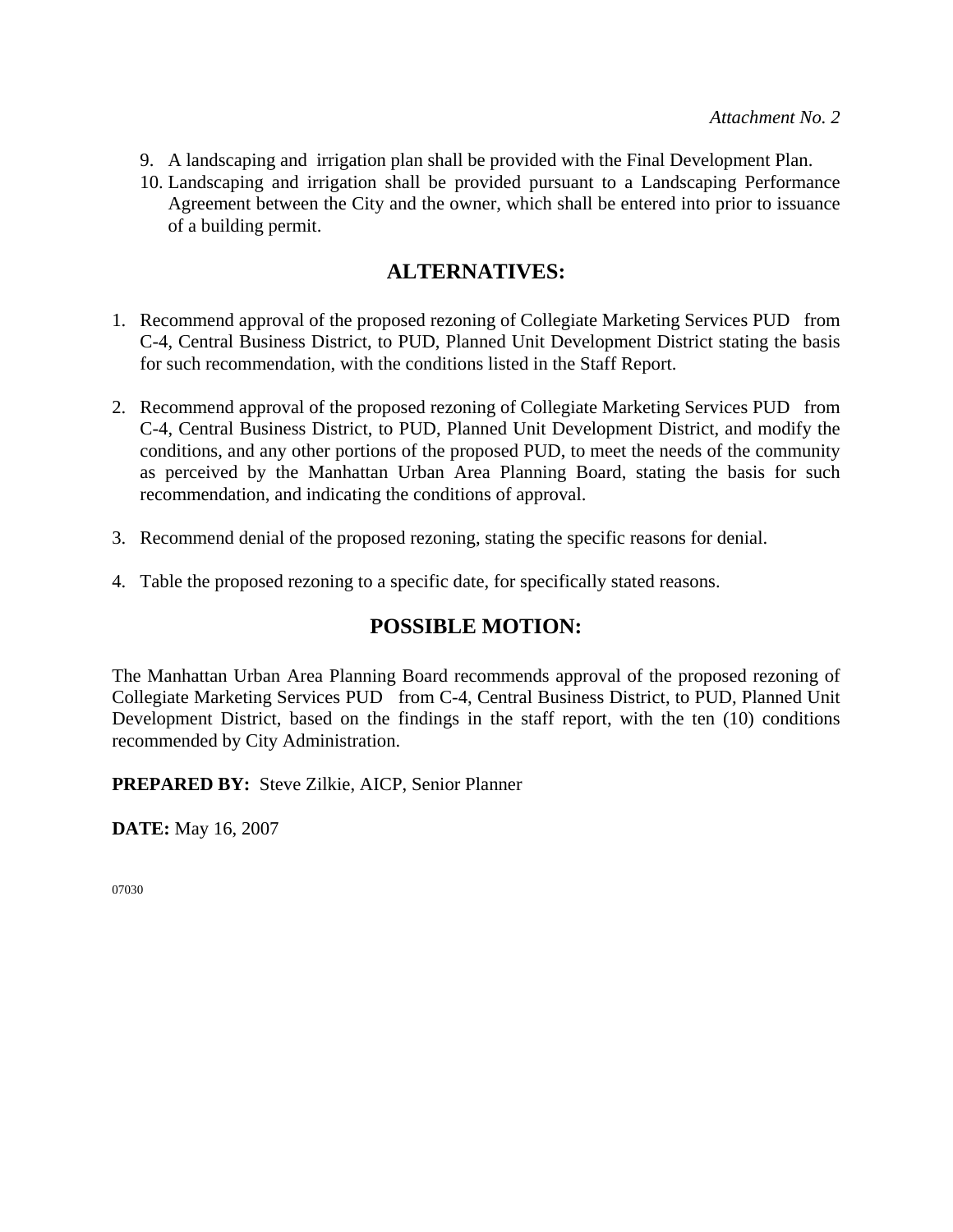*Attachment No. 2*

9. A landscaping and irrigation plan shall be provided with the Final Development Plan.
10. Landscaping and irrigation shall be provided pursuant to a Landscaping Performance Agreement between the City and the owner, which shall be entered into prior to issuance of a building permit.

## ALTERNATIVES:

1. Recommend approval of the proposed rezoning of Collegiate Marketing Services PUD from C-4, Central Business District, to PUD, Planned Unit Development District stating the basis for such recommendation, with the conditions listed in the Staff Report.

2. Recommend approval of the proposed rezoning of Collegiate Marketing Services PUD from C-4, Central Business District, to PUD, Planned Unit Development District, and modify the conditions, and any other portions of the proposed PUD, to meet the needs of the community as perceived by the Manhattan Urban Area Planning Board, stating the basis for such recommendation, and indicating the conditions of approval.

3. Recommend denial of the proposed rezoning, stating the specific reasons for denial.

4. Table the proposed rezoning to a specific date, for specifically stated reasons.

## POSSIBLE MOTION:

The Manhattan Urban Area Planning Board recommends approval of the proposed rezoning of Collegiate Marketing Services PUD from C-4, Central Business District, to PUD, Planned Unit Development District, based on the findings in the staff report, with the ten (10) conditions recommended by City Administration.

**PREPARED BY:** Steve Zilkie, AICP, Senior Planner

**DATE:** May 16, 2007

07030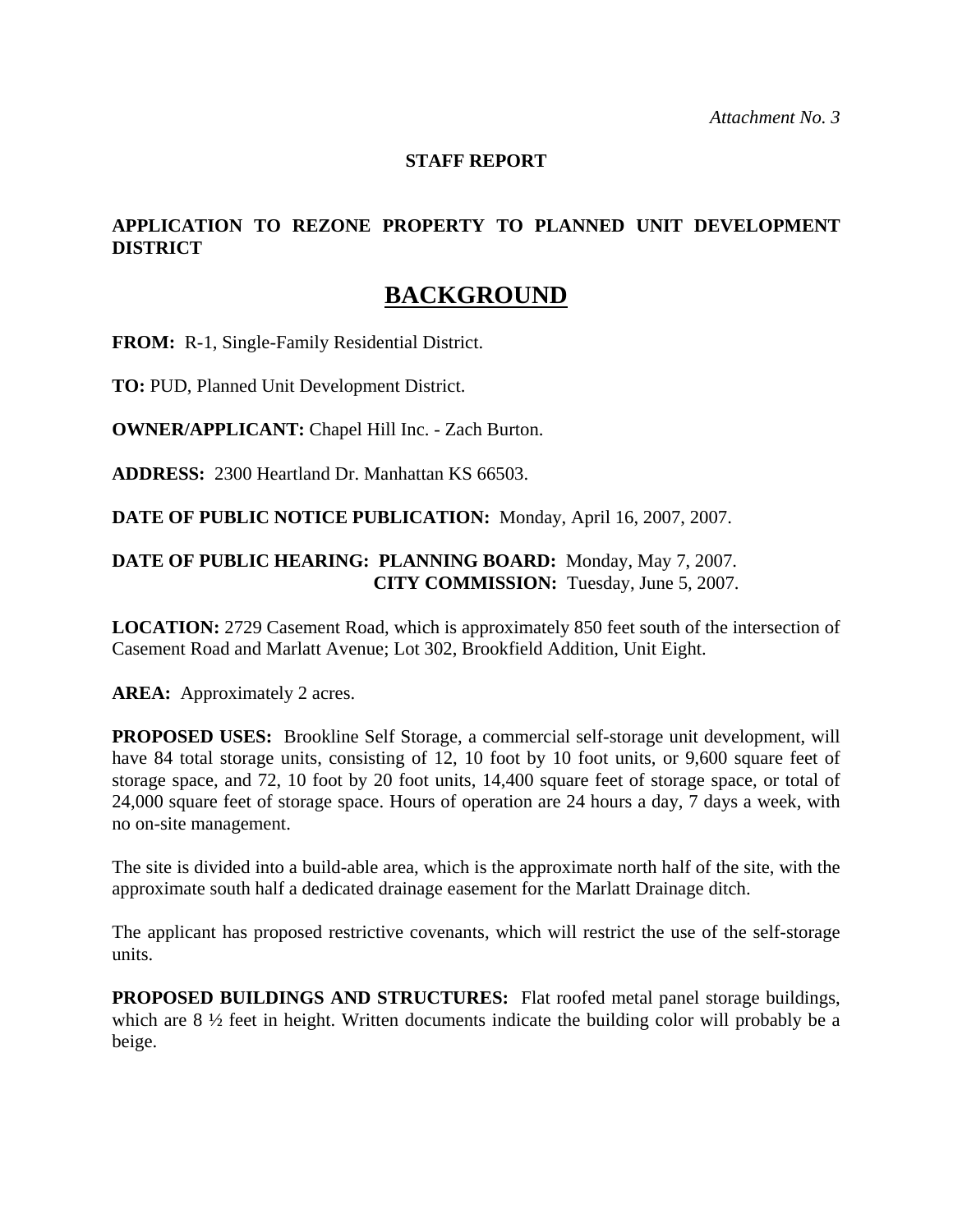*Attachment No. 3*

**STAFF REPORT**

**APPLICATION TO REZONE PROPERTY TO PLANNED UNIT DEVELOPMENT DISTRICT**

# BACKGROUND

**FROM:** R-1, Single-Family Residential District.

**TO:** PUD, Planned Unit Development District.

**OWNER/APPLICANT:** Chapel Hill Inc. - Zach Burton.

**ADDRESS:** 2300 Heartland Dr. Manhattan KS 66503.

**DATE OF PUBLIC NOTICE PUBLICATION:** Monday, April 16, 2007, 2007.

**DATE OF PUBLIC HEARING: PLANNING BOARD:** Monday, May 7, 2007.
**CITY COMMISSION:** Tuesday, June 5, 2007.

**LOCATION:** 2729 Casement Road, which is approximately 850 feet south of the intersection of Casement Road and Marlatt Avenue; Lot 302, Brookfield Addition, Unit Eight.

**AREA:** Approximately 2 acres.

**PROPOSED USES:** Brookline Self Storage, a commercial self-storage unit development, will have 84 total storage units, consisting of 12, 10 foot by 10 foot units, or 9,600 square feet of storage space, and 72, 10 foot by 20 foot units, 14,400 square feet of storage space, or total of 24,000 square feet of storage space. Hours of operation are 24 hours a day, 7 days a week, with no on-site management.

The site is divided into a build-able area, which is the approximate north half of the site, with the approximate south half a dedicated drainage easement for the Marlatt Drainage ditch.

The applicant has proposed restrictive covenants, which will restrict the use of the self-storage units.

**PROPOSED BUILDINGS AND STRUCTURES:** Flat roofed metal panel storage buildings, which are 8 ½ feet in height. Written documents indicate the building color will probably be a beige.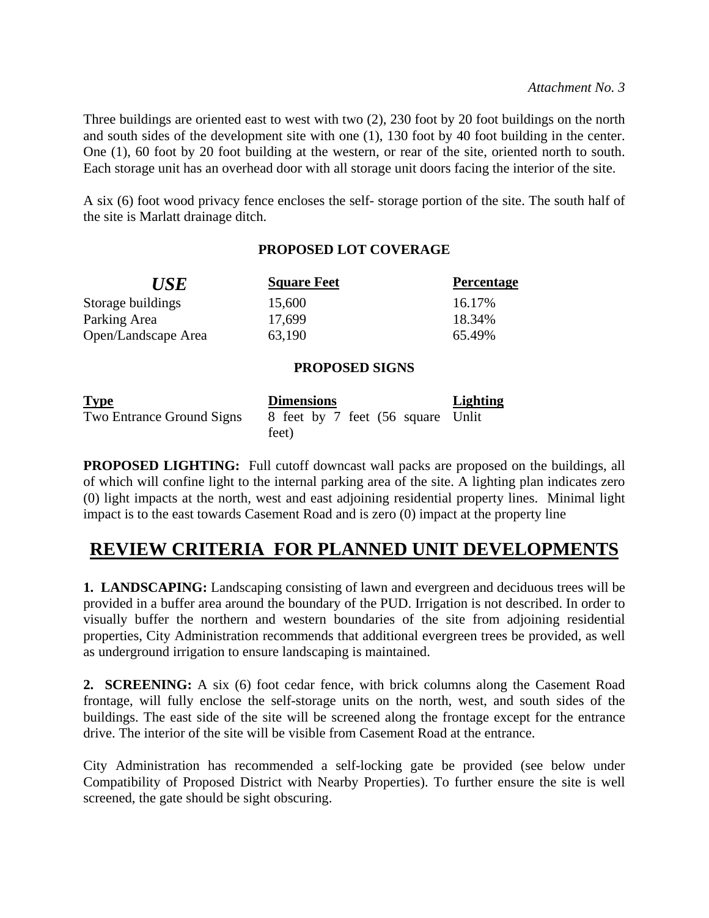*Attachment No. 3*

Three buildings are oriented east to west with two (2), 230 foot by 20 foot buildings on the north and south sides of the development site with one (1), 130 foot by 40 foot building in the center. One (1), 60 foot by 20 foot building at the western, or rear of the site, oriented north to south. Each storage unit has an overhead door with all storage unit doors facing the interior of the site.

A six (6) foot wood privacy fence encloses the self- storage portion of the site. The south half of the site is Marlatt drainage ditch.

**PROPOSED LOT COVERAGE**

| *USE* | Square Feet | Percentage |
|---|---|---|
| Storage buildings | 15,600 | 16.17% |
| Parking Area | 17,699 | 18.34% |
| Open/Landscape Area | 63,190 | 65.49% |

**PROPOSED SIGNS**

| Type | Dimensions | Lighting |
|---|---|---|
| Two Entrance Ground Signs | 8 feet by 7 feet (56 square feet) | Unlit |

**PROPOSED LIGHTING:** Full cutoff downcast wall packs are proposed on the buildings, all of which will confine light to the internal parking area of the site. A lighting plan indicates zero (0) light impacts at the north, west and east adjoining residential property lines. Minimal light impact is to the east towards Casement Road and is zero (0) impact at the property line

## REVIEW CRITERIA FOR PLANNED UNIT DEVELOPMENTS

**1. LANDSCAPING:** Landscaping consisting of lawn and evergreen and deciduous trees will be provided in a buffer area around the boundary of the PUD. Irrigation is not described. In order to visually buffer the northern and western boundaries of the site from adjoining residential properties, City Administration recommends that additional evergreen trees be provided, as well as underground irrigation to ensure landscaping is maintained.

**2. SCREENING:** A six (6) foot cedar fence, with brick columns along the Casement Road frontage, will fully enclose the self-storage units on the north, west, and south sides of the buildings. The east side of the site will be screened along the frontage except for the entrance drive. The interior of the site will be visible from Casement Road at the entrance.

City Administration has recommended a self-locking gate be provided (see below under Compatibility of Proposed District with Nearby Properties). To further ensure the site is well screened, the gate should be sight obscuring.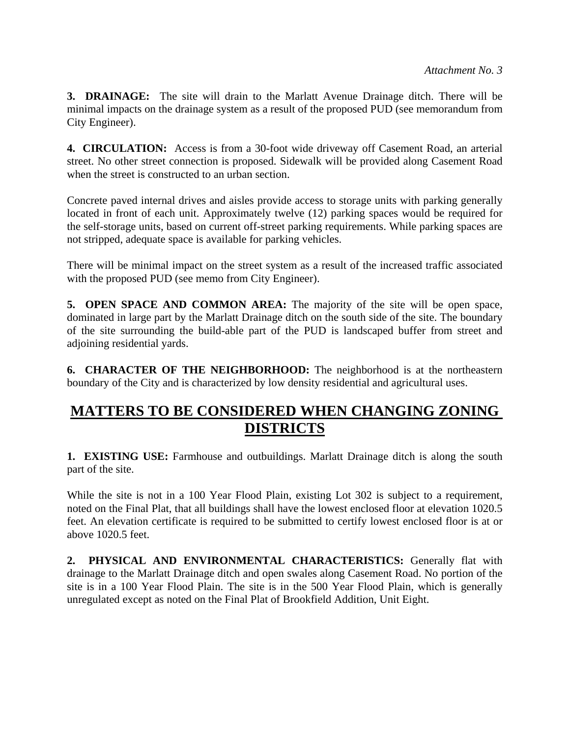*Attachment No. 3*

**3. DRAINAGE:** The site will drain to the Marlatt Avenue Drainage ditch. There will be minimal impacts on the drainage system as a result of the proposed PUD (see memorandum from City Engineer).

**4. CIRCULATION:** Access is from a 30-foot wide driveway off Casement Road, an arterial street. No other street connection is proposed. Sidewalk will be provided along Casement Road when the street is constructed to an urban section.

Concrete paved internal drives and aisles provide access to storage units with parking generally located in front of each unit. Approximately twelve (12) parking spaces would be required for the self-storage units, based on current off-street parking requirements. While parking spaces are not stripped, adequate space is available for parking vehicles.

There will be minimal impact on the street system as a result of the increased traffic associated with the proposed PUD (see memo from City Engineer).

**5. OPEN SPACE AND COMMON AREA:** The majority of the site will be open space, dominated in large part by the Marlatt Drainage ditch on the south side of the site. The boundary of the site surrounding the build-able part of the PUD is landscaped buffer from street and adjoining residential yards.

**6. CHARACTER OF THE NEIGHBORHOOD:** The neighborhood is at the northeastern boundary of the City and is characterized by low density residential and agricultural uses.

## MATTERS TO BE CONSIDERED WHEN CHANGING ZONING DISTRICTS

**1. EXISTING USE:** Farmhouse and outbuildings. Marlatt Drainage ditch is along the south part of the site.

While the site is not in a 100 Year Flood Plain, existing Lot 302 is subject to a requirement, noted on the Final Plat, that all buildings shall have the lowest enclosed floor at elevation 1020.5 feet. An elevation certificate is required to be submitted to certify lowest enclosed floor is at or above 1020.5 feet.

**2. PHYSICAL AND ENVIRONMENTAL CHARACTERISTICS:** Generally flat with drainage to the Marlatt Drainage ditch and open swales along Casement Road. No portion of the site is in a 100 Year Flood Plain. The site is in the 500 Year Flood Plain, which is generally unregulated except as noted on the Final Plat of Brookfield Addition, Unit Eight.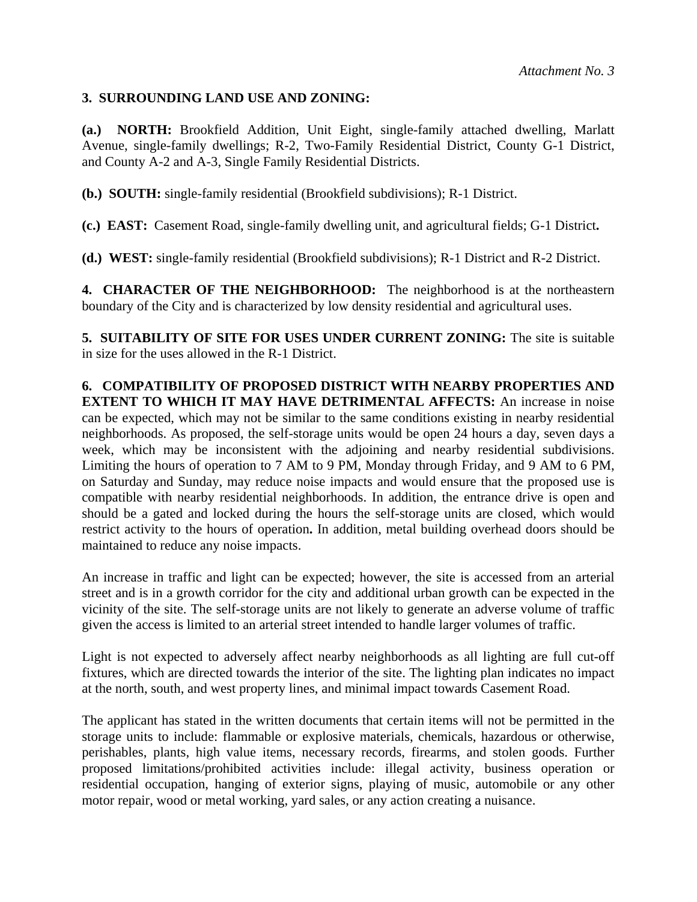*Attachment No. 3*

**3. SURROUNDING LAND USE AND ZONING:**

**(a.) NORTH:** Brookfield Addition, Unit Eight, single-family attached dwelling, Marlatt Avenue, single-family dwellings; R-2, Two-Family Residential District, County G-1 District, and County A-2 and A-3, Single Family Residential Districts.

**(b.) SOUTH:** single-family residential (Brookfield subdivisions); R-1 District.

**(c.) EAST:** Casement Road, single-family dwelling unit, and agricultural fields; G-1 District**.**

**(d.) WEST:** single-family residential (Brookfield subdivisions); R-1 District and R-2 District.

**4. CHARACTER OF THE NEIGHBORHOOD:** The neighborhood is at the northeastern boundary of the City and is characterized by low density residential and agricultural uses.

**5. SUITABILITY OF SITE FOR USES UNDER CURRENT ZONING:** The site is suitable in size for the uses allowed in the R-1 District.

**6. COMPATIBILITY OF PROPOSED DISTRICT WITH NEARBY PROPERTIES AND EXTENT TO WHICH IT MAY HAVE DETRIMENTAL AFFECTS:** An increase in noise can be expected, which may not be similar to the same conditions existing in nearby residential neighborhoods. As proposed, the self-storage units would be open 24 hours a day, seven days a week, which may be inconsistent with the adjoining and nearby residential subdivisions. Limiting the hours of operation to 7 AM to 9 PM, Monday through Friday, and 9 AM to 6 PM, on Saturday and Sunday, may reduce noise impacts and would ensure that the proposed use is compatible with nearby residential neighborhoods. In addition, the entrance drive is open and should be a gated and locked during the hours the self-storage units are closed, which would restrict activity to the hours of operation**.** In addition, metal building overhead doors should be maintained to reduce any noise impacts.

An increase in traffic and light can be expected; however, the site is accessed from an arterial street and is in a growth corridor for the city and additional urban growth can be expected in the vicinity of the site. The self-storage units are not likely to generate an adverse volume of traffic given the access is limited to an arterial street intended to handle larger volumes of traffic.

Light is not expected to adversely affect nearby neighborhoods as all lighting are full cut-off fixtures, which are directed towards the interior of the site. The lighting plan indicates no impact at the north, south, and west property lines, and minimal impact towards Casement Road.

The applicant has stated in the written documents that certain items will not be permitted in the storage units to include: flammable or explosive materials, chemicals, hazardous or otherwise, perishables, plants, high value items, necessary records, firearms, and stolen goods. Further proposed limitations/prohibited activities include: illegal activity, business operation or residential occupation, hanging of exterior signs, playing of music, automobile or any other motor repair, wood or metal working, yard sales, or any action creating a nuisance.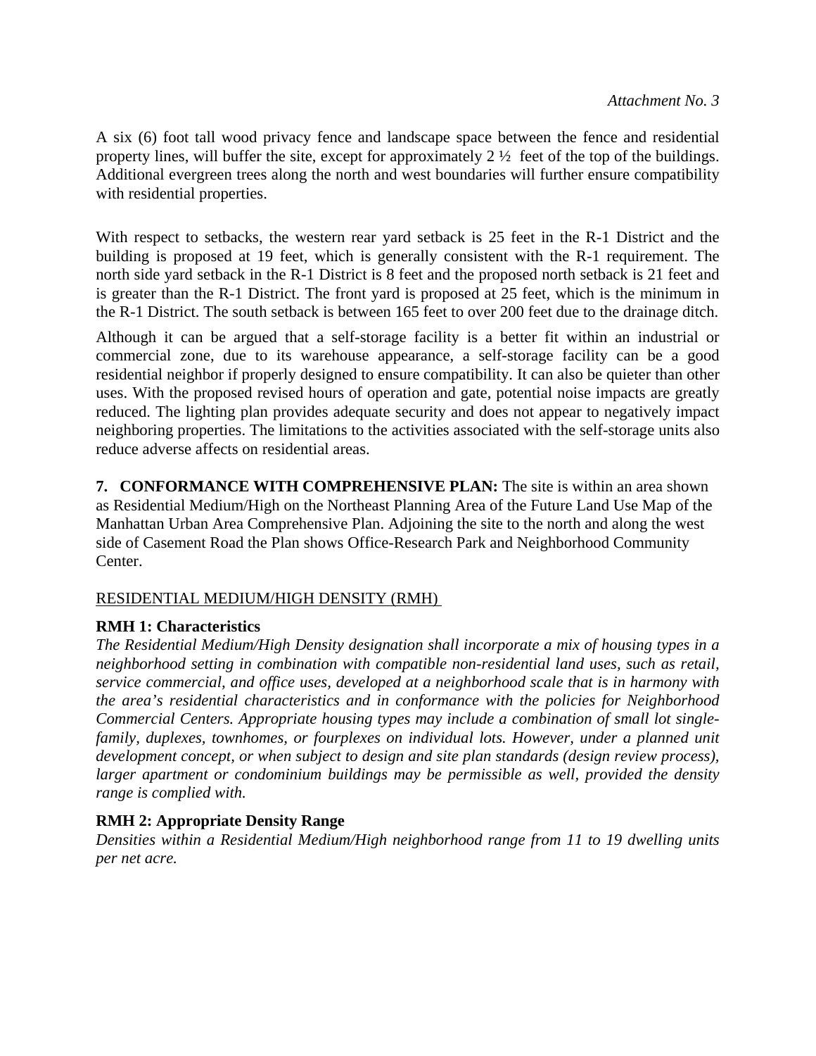*Attachment No. 3*

A six (6) foot tall wood privacy fence and landscape space between the fence and residential property lines, will buffer the site, except for approximately 2 ½ feet of the top of the buildings. Additional evergreen trees along the north and west boundaries will further ensure compatibility with residential properties.

With respect to setbacks, the western rear yard setback is 25 feet in the R-1 District and the building is proposed at 19 feet, which is generally consistent with the R-1 requirement. The north side yard setback in the R-1 District is 8 feet and the proposed north setback is 21 feet and is greater than the R-1 District. The front yard is proposed at 25 feet, which is the minimum in the R-1 District. The south setback is between 165 feet to over 200 feet due to the drainage ditch.

Although it can be argued that a self-storage facility is a better fit within an industrial or commercial zone, due to its warehouse appearance, a self-storage facility can be a good residential neighbor if properly designed to ensure compatibility. It can also be quieter than other uses. With the proposed revised hours of operation and gate, potential noise impacts are greatly reduced. The lighting plan provides adequate security and does not appear to negatively impact neighboring properties. The limitations to the activities associated with the self-storage units also reduce adverse affects on residential areas.

**7. CONFORMANCE WITH COMPREHENSIVE PLAN:** The site is within an area shown as Residential Medium/High on the Northeast Planning Area of the Future Land Use Map of the Manhattan Urban Area Comprehensive Plan. Adjoining the site to the north and along the west side of Casement Road the Plan shows Office-Research Park and Neighborhood Community Center.

<u>RESIDENTIAL MEDIUM/HIGH DENSITY (RMH)</u>

**RMH 1: Characteristics**

*The Residential Medium/High Density designation shall incorporate a mix of housing types in a neighborhood setting in combination with compatible non-residential land uses, such as retail, service commercial, and office uses, developed at a neighborhood scale that is in harmony with the area's residential characteristics and in conformance with the policies for Neighborhood Commercial Centers. Appropriate housing types may include a combination of small lot single-family, duplexes, townhomes, or fourplexes on individual lots. However, under a planned unit development concept, or when subject to design and site plan standards (design review process), larger apartment or condominium buildings may be permissible as well, provided the density range is complied with.*

**RMH 2: Appropriate Density Range**

*Densities within a Residential Medium/High neighborhood range from 11 to 19 dwelling units per net acre.*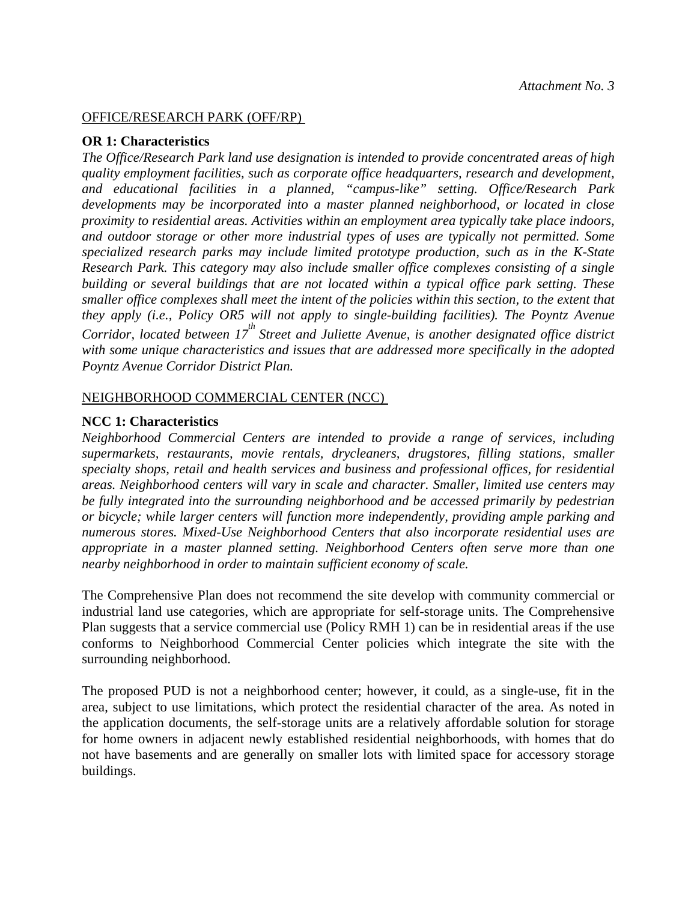*Attachment No. 3*

OFFICE/RESEARCH PARK (OFF/RP)

**OR 1: Characteristics**

*The Office/Research Park land use designation is intended to provide concentrated areas of high quality employment facilities, such as corporate office headquarters, research and development, and educational facilities in a planned, "campus-like" setting. Office/Research Park developments may be incorporated into a master planned neighborhood, or located in close proximity to residential areas. Activities within an employment area typically take place indoors, and outdoor storage or other more industrial types of uses are typically not permitted. Some specialized research parks may include limited prototype production, such as in the K-State Research Park. This category may also include smaller office complexes consisting of a single building or several buildings that are not located within a typical office park setting. These smaller office complexes shall meet the intent of the policies within this section, to the extent that they apply (i.e., Policy OR5 will not apply to single-building facilities). The Poyntz Avenue Corridor, located between 17th Street and Juliette Avenue, is another designated office district with some unique characteristics and issues that are addressed more specifically in the adopted Poyntz Avenue Corridor District Plan.*

NEIGHBORHOOD COMMERCIAL CENTER (NCC)

**NCC 1: Characteristics**

*Neighborhood Commercial Centers are intended to provide a range of services, including supermarkets, restaurants, movie rentals, drycleaners, drugstores, filling stations, smaller specialty shops, retail and health services and business and professional offices, for residential areas. Neighborhood centers will vary in scale and character. Smaller, limited use centers may be fully integrated into the surrounding neighborhood and be accessed primarily by pedestrian or bicycle; while larger centers will function more independently, providing ample parking and numerous stores. Mixed-Use Neighborhood Centers that also incorporate residential uses are appropriate in a master planned setting. Neighborhood Centers often serve more than one nearby neighborhood in order to maintain sufficient economy of scale.*

The Comprehensive Plan does not recommend the site develop with community commercial or industrial land use categories, which are appropriate for self-storage units. The Comprehensive Plan suggests that a service commercial use (Policy RMH 1) can be in residential areas if the use conforms to Neighborhood Commercial Center policies which integrate the site with the surrounding neighborhood.

The proposed PUD is not a neighborhood center; however, it could, as a single-use, fit in the area, subject to use limitations, which protect the residential character of the area. As noted in the application documents, the self-storage units are a relatively affordable solution for storage for home owners in adjacent newly established residential neighborhoods, with homes that do not have basements and are generally on smaller lots with limited space for accessory storage buildings.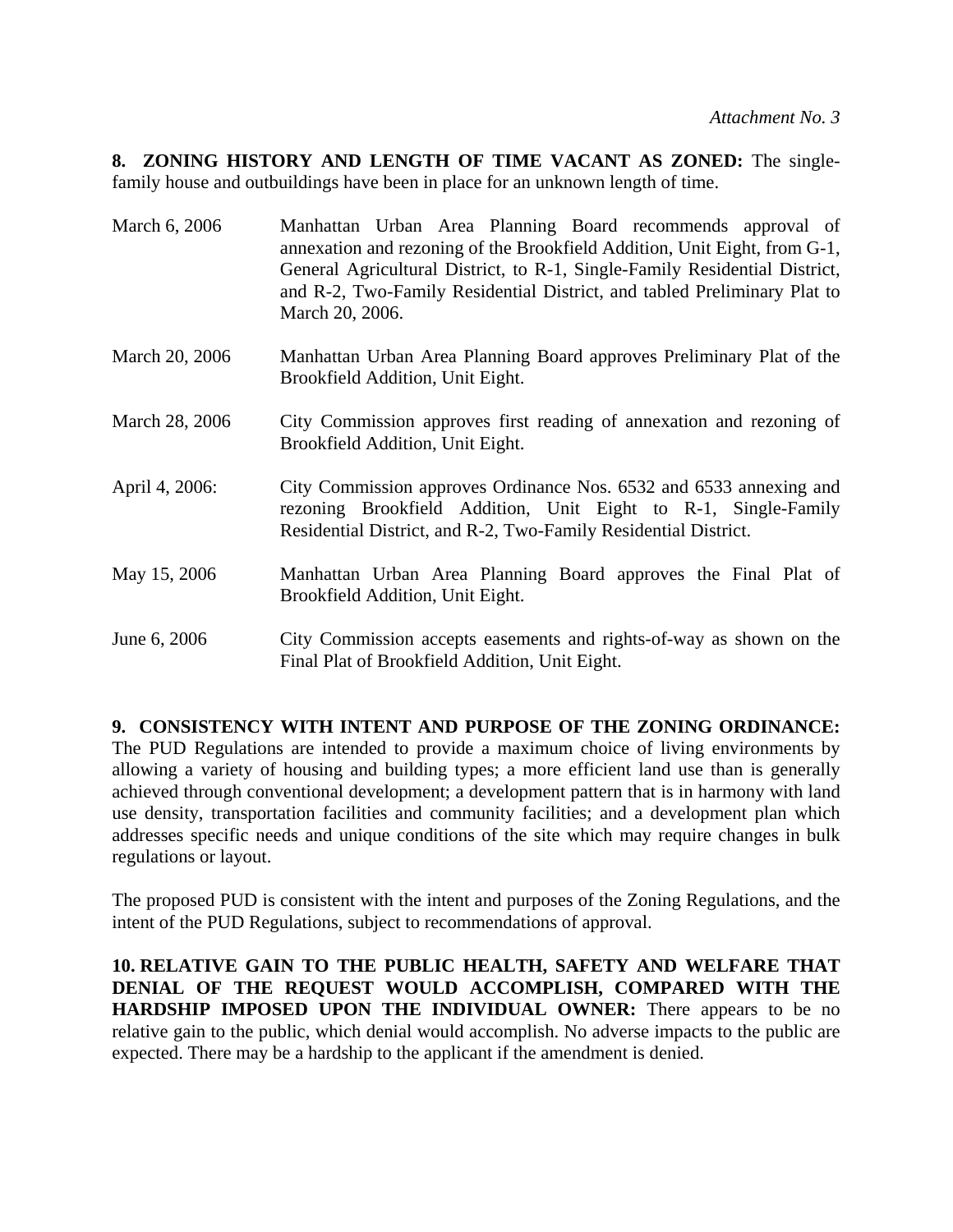*Attachment No. 3*

**8. ZONING HISTORY AND LENGTH OF TIME VACANT AS ZONED:** The single-family house and outbuildings have been in place for an unknown length of time.

| | |
|---|---|
| March 6, 2006 | Manhattan Urban Area Planning Board recommends approval of annexation and rezoning of the Brookfield Addition, Unit Eight, from G-1, General Agricultural District, to R-1, Single-Family Residential District, and R-2, Two-Family Residential District, and tabled Preliminary Plat to March 20, 2006. |
| March 20, 2006 | Manhattan Urban Area Planning Board approves Preliminary Plat of the Brookfield Addition, Unit Eight. |
| March 28, 2006 | City Commission approves first reading of annexation and rezoning of Brookfield Addition, Unit Eight. |
| April 4, 2006: | City Commission approves Ordinance Nos. 6532 and 6533 annexing and rezoning Brookfield Addition, Unit Eight to R-1, Single-Family Residential District, and R-2, Two-Family Residential District. |
| May 15, 2006 | Manhattan Urban Area Planning Board approves the Final Plat of Brookfield Addition, Unit Eight. |
| June 6, 2006 | City Commission accepts easements and rights-of-way as shown on the Final Plat of Brookfield Addition, Unit Eight. |

**9. CONSISTENCY WITH INTENT AND PURPOSE OF THE ZONING ORDINANCE:** The PUD Regulations are intended to provide a maximum choice of living environments by allowing a variety of housing and building types; a more efficient land use than is generally achieved through conventional development; a development pattern that is in harmony with land use density, transportation facilities and community facilities; and a development plan which addresses specific needs and unique conditions of the site which may require changes in bulk regulations or layout.

The proposed PUD is consistent with the intent and purposes of the Zoning Regulations, and the intent of the PUD Regulations, subject to recommendations of approval.

**10. RELATIVE GAIN TO THE PUBLIC HEALTH, SAFETY AND WELFARE THAT DENIAL OF THE REQUEST WOULD ACCOMPLISH, COMPARED WITH THE HARDSHIP IMPOSED UPON THE INDIVIDUAL OWNER:** There appears to be no relative gain to the public, which denial would accomplish. No adverse impacts to the public are expected. There may be a hardship to the applicant if the amendment is denied.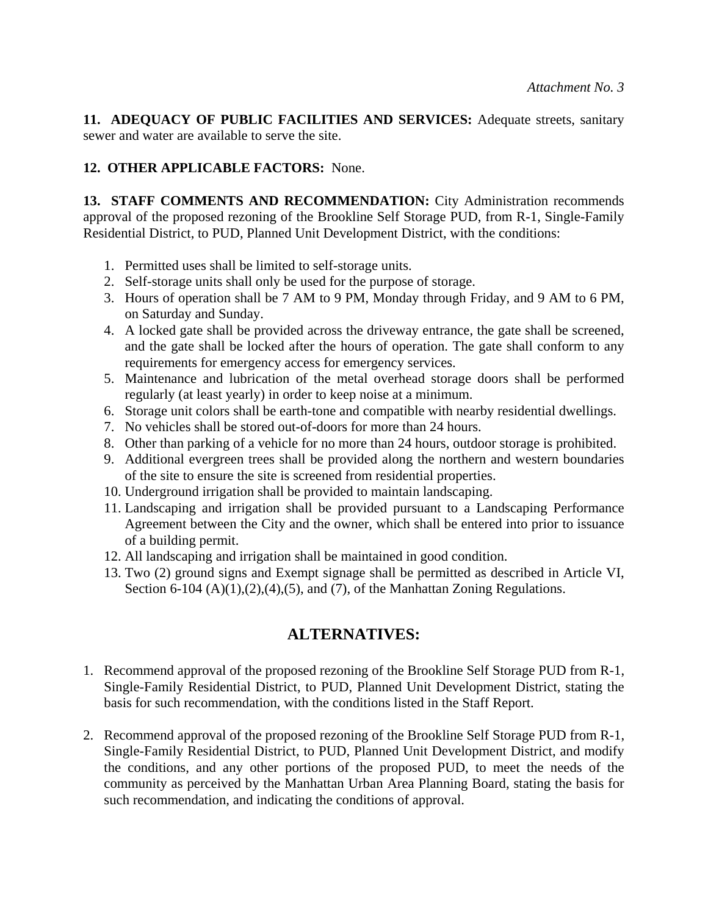*Attachment No. 3*

**11. ADEQUACY OF PUBLIC FACILITIES AND SERVICES:** Adequate streets, sanitary sewer and water are available to serve the site.

**12. OTHER APPLICABLE FACTORS:** None.

**13. STAFF COMMENTS AND RECOMMENDATION:** City Administration recommends approval of the proposed rezoning of the Brookline Self Storage PUD, from R-1, Single-Family Residential District, to PUD, Planned Unit Development District, with the conditions:

1. Permitted uses shall be limited to self-storage units.
2. Self-storage units shall only be used for the purpose of storage.
3. Hours of operation shall be 7 AM to 9 PM, Monday through Friday, and 9 AM to 6 PM, on Saturday and Sunday.
4. A locked gate shall be provided across the driveway entrance, the gate shall be screened, and the gate shall be locked after the hours of operation. The gate shall conform to any requirements for emergency access for emergency services.
5. Maintenance and lubrication of the metal overhead storage doors shall be performed regularly (at least yearly) in order to keep noise at a minimum.
6. Storage unit colors shall be earth-tone and compatible with nearby residential dwellings.
7. No vehicles shall be stored out-of-doors for more than 24 hours.
8. Other than parking of a vehicle for no more than 24 hours, outdoor storage is prohibited.
9. Additional evergreen trees shall be provided along the northern and western boundaries of the site to ensure the site is screened from residential properties.
10. Underground irrigation shall be provided to maintain landscaping.
11. Landscaping and irrigation shall be provided pursuant to a Landscaping Performance Agreement between the City and the owner, which shall be entered into prior to issuance of a building permit.
12. All landscaping and irrigation shall be maintained in good condition.
13. Two (2) ground signs and Exempt signage shall be permitted as described in Article VI, Section 6-104 (A)(1),(2),(4),(5), and (7), of the Manhattan Zoning Regulations.

## ALTERNATIVES:

1. Recommend approval of the proposed rezoning of the Brookline Self Storage PUD from R-1, Single-Family Residential District, to PUD, Planned Unit Development District, stating the basis for such recommendation, with the conditions listed in the Staff Report.

2. Recommend approval of the proposed rezoning of the Brookline Self Storage PUD from R-1, Single-Family Residential District, to PUD, Planned Unit Development District, and modify the conditions, and any other portions of the proposed PUD, to meet the needs of the community as perceived by the Manhattan Urban Area Planning Board, stating the basis for such recommendation, and indicating the conditions of approval.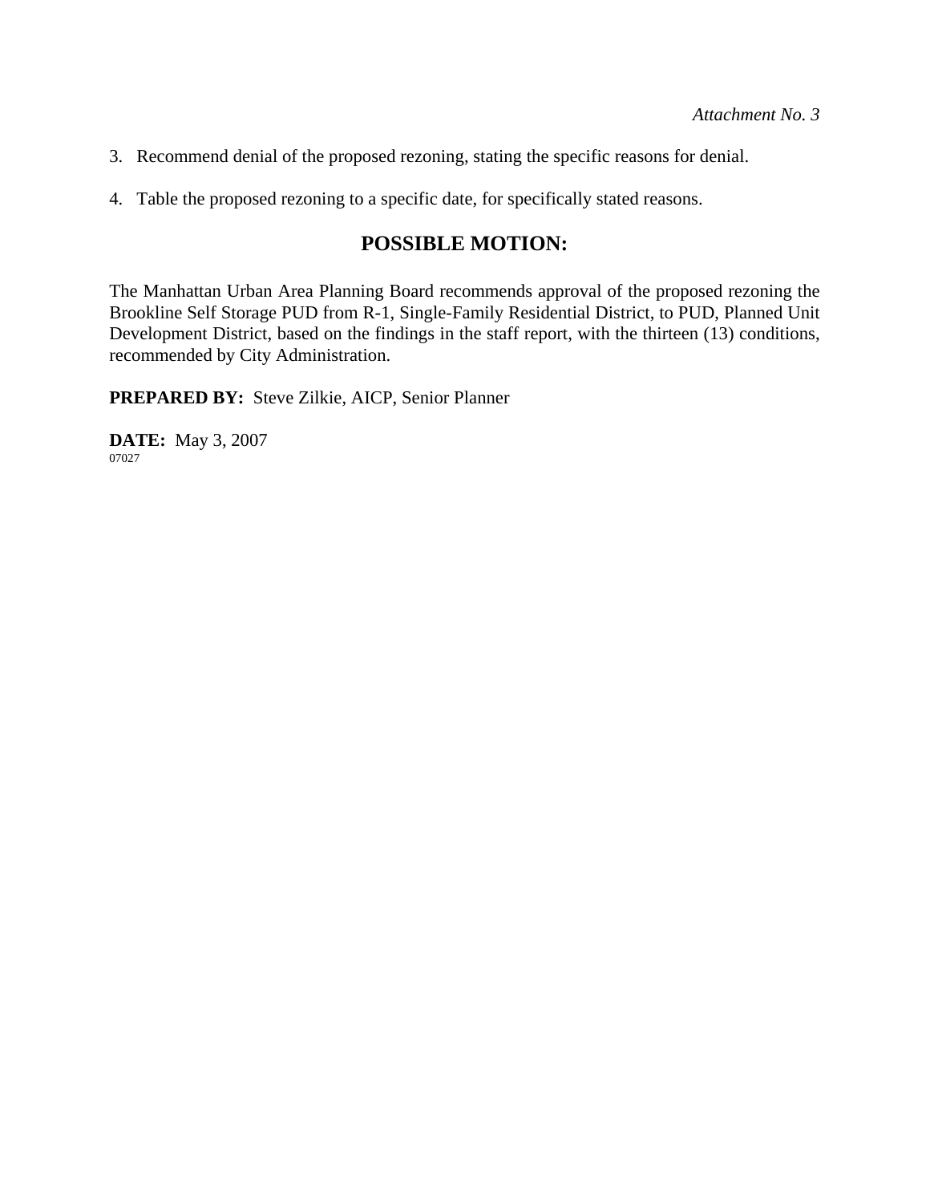*Attachment No. 3*

3. Recommend denial of the proposed rezoning, stating the specific reasons for denial.

4. Table the proposed rezoning to a specific date, for specifically stated reasons.

## POSSIBLE MOTION:

The Manhattan Urban Area Planning Board recommends approval of the proposed rezoning the Brookline Self Storage PUD from R-1, Single-Family Residential District, to PUD, Planned Unit Development District, based on the findings in the staff report, with the thirteen (13) conditions, recommended by City Administration.

**PREPARED BY:** Steve Zilkie, AICP, Senior Planner

**DATE:** May 3, 2007

07027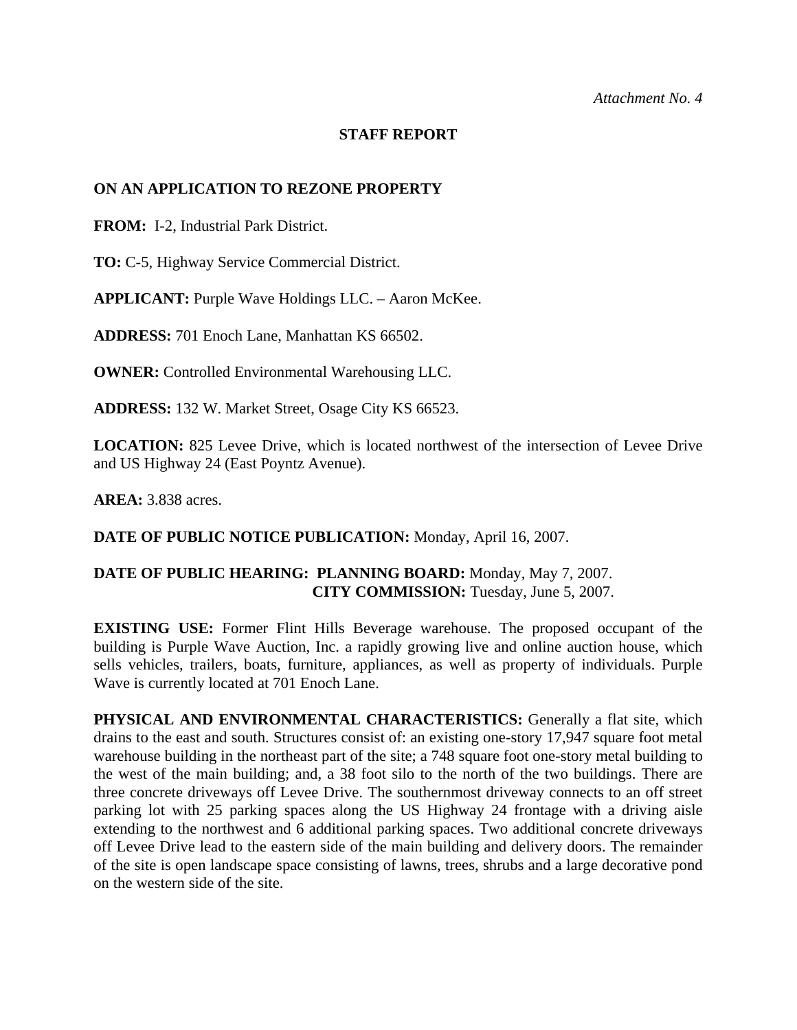*Attachment No. 4*

## STAFF REPORT

### ON AN APPLICATION TO REZONE PROPERTY

**FROM:** I-2, Industrial Park District.

**TO:** C-5, Highway Service Commercial District.

**APPLICANT:** Purple Wave Holdings LLC. – Aaron McKee.

**ADDRESS:** 701 Enoch Lane, Manhattan KS 66502.

**OWNER:** Controlled Environmental Warehousing LLC.

**ADDRESS:** 132 W. Market Street, Osage City KS 66523.

**LOCATION:** 825 Levee Drive, which is located northwest of the intersection of Levee Drive and US Highway 24 (East Poyntz Avenue).

**AREA:** 3.838 acres.

**DATE OF PUBLIC NOTICE PUBLICATION:** Monday, April 16, 2007.

**DATE OF PUBLIC HEARING: PLANNING BOARD:** Monday, May 7, 2007.
**CITY COMMISSION:** Tuesday, June 5, 2007.

**EXISTING USE:** Former Flint Hills Beverage warehouse. The proposed occupant of the building is Purple Wave Auction, Inc. a rapidly growing live and online auction house, which sells vehicles, trailers, boats, furniture, appliances, as well as property of individuals. Purple Wave is currently located at 701 Enoch Lane.

**PHYSICAL AND ENVIRONMENTAL CHARACTERISTICS:** Generally a flat site, which drains to the east and south. Structures consist of: an existing one-story 17,947 square foot metal warehouse building in the northeast part of the site; a 748 square foot one-story metal building to the west of the main building; and, a 38 foot silo to the north of the two buildings. There are three concrete driveways off Levee Drive. The southernmost driveway connects to an off street parking lot with 25 parking spaces along the US Highway 24 frontage with a driving aisle extending to the northwest and 6 additional parking spaces. Two additional concrete driveways off Levee Drive lead to the eastern side of the main building and delivery doors. The remainder of the site is open landscape space consisting of lawns, trees, shrubs and a large decorative pond on the western side of the site.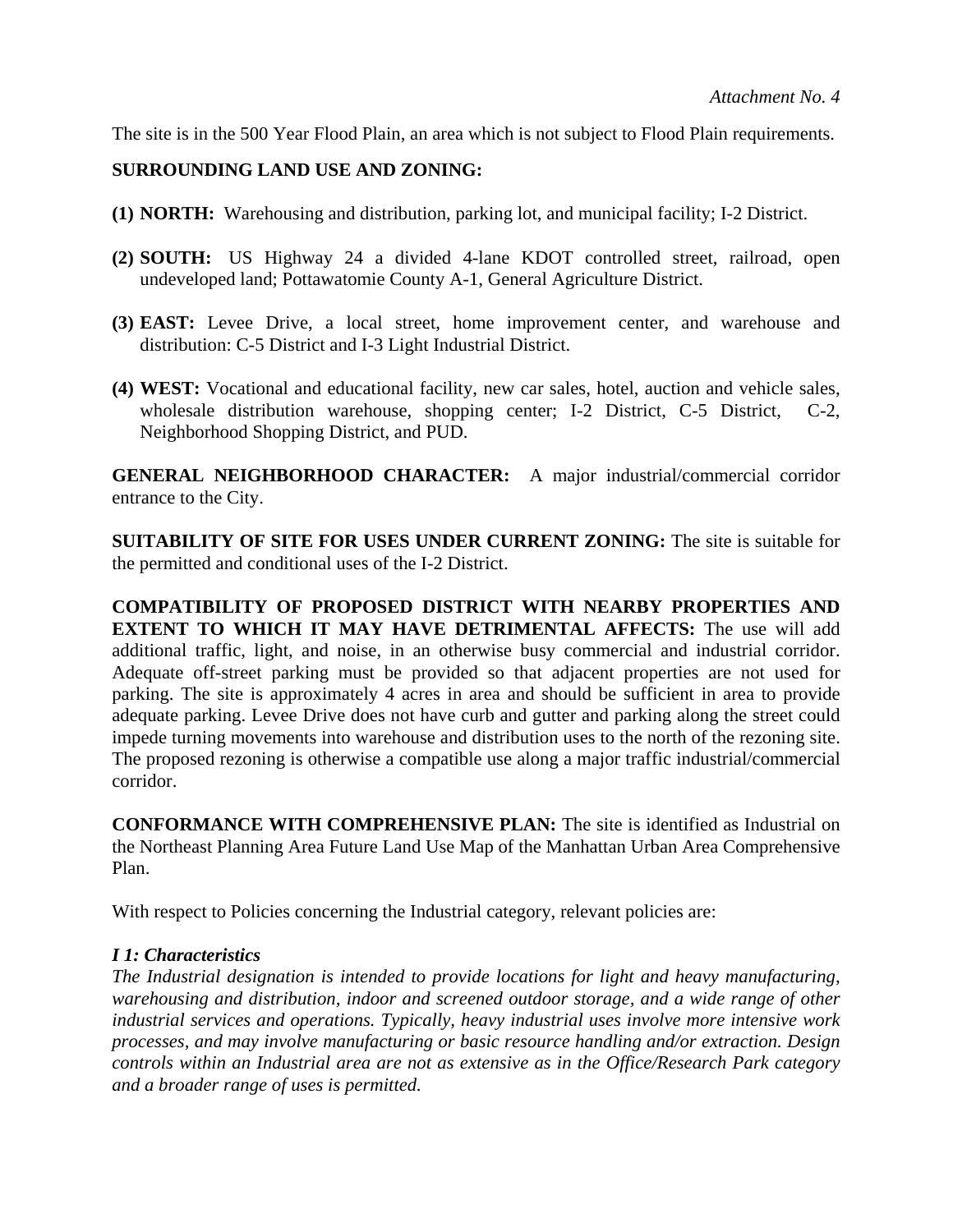*Attachment No. 4*

The site is in the 500 Year Flood Plain, an area which is not subject to Flood Plain requirements.

**SURROUNDING LAND USE AND ZONING:**

**(1) NORTH:** Warehousing and distribution, parking lot, and municipal facility; I-2 District.

**(2) SOUTH:** US Highway 24 a divided 4-lane KDOT controlled street, railroad, open undeveloped land; Pottawatomie County A-1, General Agriculture District.

**(3) EAST:** Levee Drive, a local street, home improvement center, and warehouse and distribution: C-5 District and I-3 Light Industrial District.

**(4) WEST:** Vocational and educational facility, new car sales, hotel, auction and vehicle sales, wholesale distribution warehouse, shopping center; I-2 District, C-5 District, C-2, Neighborhood Shopping District, and PUD.

**GENERAL NEIGHBORHOOD CHARACTER:** A major industrial/commercial corridor entrance to the City.

**SUITABILITY OF SITE FOR USES UNDER CURRENT ZONING:** The site is suitable for the permitted and conditional uses of the I-2 District.

**COMPATIBILITY OF PROPOSED DISTRICT WITH NEARBY PROPERTIES AND EXTENT TO WHICH IT MAY HAVE DETRIMENTAL AFFECTS:** The use will add additional traffic, light, and noise, in an otherwise busy commercial and industrial corridor. Adequate off-street parking must be provided so that adjacent properties are not used for parking. The site is approximately 4 acres in area and should be sufficient in area to provide adequate parking. Levee Drive does not have curb and gutter and parking along the street could impede turning movements into warehouse and distribution uses to the north of the rezoning site. The proposed rezoning is otherwise a compatible use along a major traffic industrial/commercial corridor.

**CONFORMANCE WITH COMPREHENSIVE PLAN:** The site is identified as Industrial on the Northeast Planning Area Future Land Use Map of the Manhattan Urban Area Comprehensive Plan.

With respect to Policies concerning the Industrial category, relevant policies are:

***I 1: Characteristics***

*The Industrial designation is intended to provide locations for light and heavy manufacturing, warehousing and distribution, indoor and screened outdoor storage, and a wide range of other industrial services and operations. Typically, heavy industrial uses involve more intensive work processes, and may involve manufacturing or basic resource handling and/or extraction. Design controls within an Industrial area are not as extensive as in the Office/Research Park category and a broader range of uses is permitted.*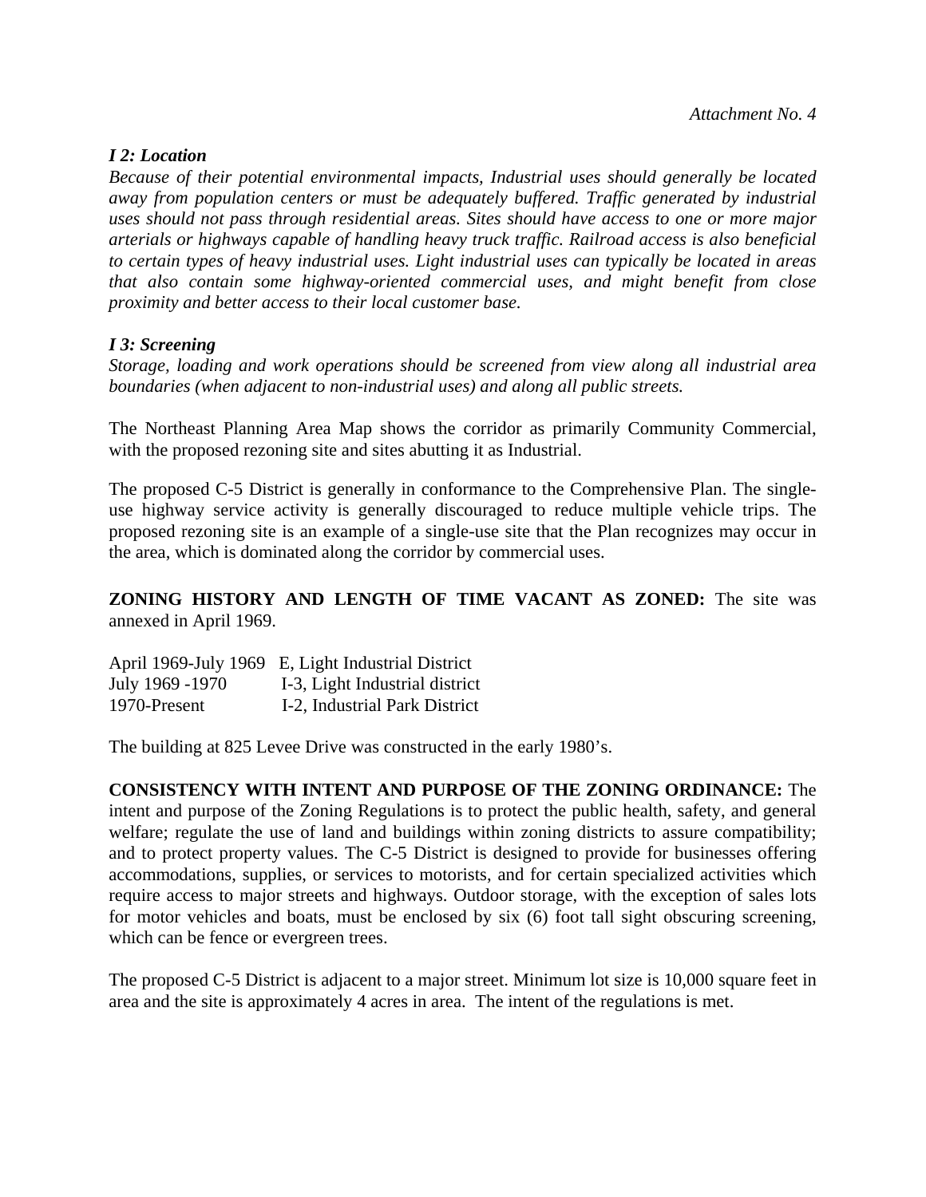*Attachment No. 4*

***I 2: Location***

*Because of their potential environmental impacts, Industrial uses should generally be located away from population centers or must be adequately buffered. Traffic generated by industrial uses should not pass through residential areas. Sites should have access to one or more major arterials or highways capable of handling heavy truck traffic. Railroad access is also beneficial to certain types of heavy industrial uses. Light industrial uses can typically be located in areas that also contain some highway-oriented commercial uses, and might benefit from close proximity and better access to their local customer base.*

***I 3: Screening***

*Storage, loading and work operations should be screened from view along all industrial area boundaries (when adjacent to non-industrial uses) and along all public streets.*

The Northeast Planning Area Map shows the corridor as primarily Community Commercial, with the proposed rezoning site and sites abutting it as Industrial.

The proposed C-5 District is generally in conformance to the Comprehensive Plan. The single-use highway service activity is generally discouraged to reduce multiple vehicle trips. The proposed rezoning site is an example of a single-use site that the Plan recognizes may occur in the area, which is dominated along the corridor by commercial uses.

**ZONING HISTORY AND LENGTH OF TIME VACANT AS ZONED:** The site was annexed in April 1969.

| | |
|---|---|
| April 1969-July 1969 | E, Light Industrial District |
| July 1969 -1970 | I-3, Light Industrial district |
| 1970-Present | I-2, Industrial Park District |

The building at 825 Levee Drive was constructed in the early 1980's.

**CONSISTENCY WITH INTENT AND PURPOSE OF THE ZONING ORDINANCE:** The intent and purpose of the Zoning Regulations is to protect the public health, safety, and general welfare; regulate the use of land and buildings within zoning districts to assure compatibility; and to protect property values. The C-5 District is designed to provide for businesses offering accommodations, supplies, or services to motorists, and for certain specialized activities which require access to major streets and highways. Outdoor storage, with the exception of sales lots for motor vehicles and boats, must be enclosed by six (6) foot tall sight obscuring screening, which can be fence or evergreen trees.

The proposed C-5 District is adjacent to a major street. Minimum lot size is 10,000 square feet in area and the site is approximately 4 acres in area. The intent of the regulations is met.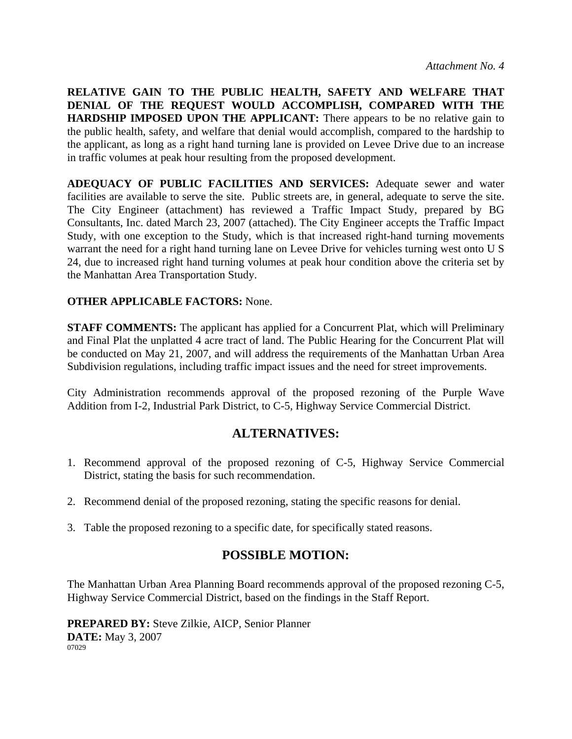*Attachment No. 4*

**RELATIVE GAIN TO THE PUBLIC HEALTH, SAFETY AND WELFARE THAT DENIAL OF THE REQUEST WOULD ACCOMPLISH, COMPARED WITH THE HARDSHIP IMPOSED UPON THE APPLICANT:** There appears to be no relative gain to the public health, safety, and welfare that denial would accomplish, compared to the hardship to the applicant, as long as a right hand turning lane is provided on Levee Drive due to an increase in traffic volumes at peak hour resulting from the proposed development.

**ADEQUACY OF PUBLIC FACILITIES AND SERVICES:** Adequate sewer and water facilities are available to serve the site. Public streets are, in general, adequate to serve the site. The City Engineer (attachment) has reviewed a Traffic Impact Study, prepared by BG Consultants, Inc. dated March 23, 2007 (attached). The City Engineer accepts the Traffic Impact Study, with one exception to the Study, which is that increased right-hand turning movements warrant the need for a right hand turning lane on Levee Drive for vehicles turning west onto U S 24, due to increased right hand turning volumes at peak hour condition above the criteria set by the Manhattan Area Transportation Study.

**OTHER APPLICABLE FACTORS:** None.

**STAFF COMMENTS:** The applicant has applied for a Concurrent Plat, which will Preliminary and Final Plat the unplatted 4 acre tract of land. The Public Hearing for the Concurrent Plat will be conducted on May 21, 2007, and will address the requirements of the Manhattan Urban Area Subdivision regulations, including traffic impact issues and the need for street improvements.

City Administration recommends approval of the proposed rezoning of the Purple Wave Addition from I-2, Industrial Park District, to C-5, Highway Service Commercial District.

## ALTERNATIVES:

1. Recommend approval of the proposed rezoning of C-5, Highway Service Commercial District, stating the basis for such recommendation.

2. Recommend denial of the proposed rezoning, stating the specific reasons for denial.

3. Table the proposed rezoning to a specific date, for specifically stated reasons.

## POSSIBLE MOTION:

The Manhattan Urban Area Planning Board recommends approval of the proposed rezoning C-5, Highway Service Commercial District, based on the findings in the Staff Report.

**PREPARED BY:** Steve Zilkie, AICP, Senior Planner
**DATE:** May 3, 2007
07029